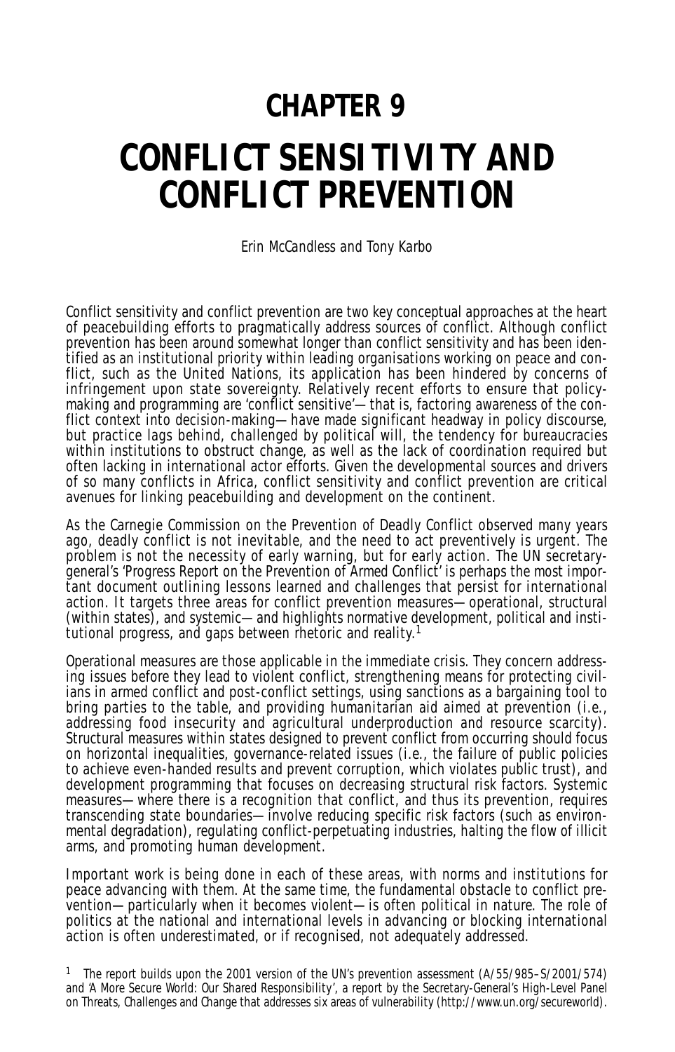# CHAPTER 9

# CONFLICT SENSITIVITY AND CONFLICT PREVENTION

*Erin McCandless and Tony Karbo*

Conflict sensitivity and conflict prevention are two key conceptual approaches at the heart of peacebuilding efforts to pragmatically address sources of conflict. Although conflict prevention has been around somewhat longer than conflict sensitivity and has been identified as an institutional priority within leading organisations working on peace and conflict, such as the United Nations, its application has been hindered by concerns of infringement upon state sovereignty. Relatively recent efforts to ensure that policy-making and programming are 'conflict sensitive'—that is, factoring awareness of the conflict context into decision-making—have made significant headway in policy discourse, but practice lags behind, challenged by political will, the tendency for bureaucracies within institutions to obstruct change, as well as the lack of coordination required but often lacking in international actor efforts. Given the developmental sources and drivers of so many conflicts in Africa, conflict sensitivity and conflict prevention are critical avenues for linking peacebuilding and development on the continent.

As the Carnegie Commission on the Prevention of Deadly Conflict observed many years ago, deadly conflict is not inevitable, and the need to act preventively is urgent. The problem is not the necessity of early warning, but for early action. The UN secretary-general's 'Progress Report on the Prevention of Armed Conflict' is perhaps the most important document outlining lessons learned and challenges that persist for international action. It targets three areas for conflict prevention measures—operational, structural (within states), and systemic—and highlights normative development, political and institutional progress, and gaps between rhetoric and reality.[1]

Operational measures are those applicable in the immediate crisis. They concern addressing issues before they lead to violent conflict, strengthening means for protecting civilians in armed conflict and post-conflict settings, using sanctions as a bargaining tool to bring parties to the table, and providing humanitarian aid aimed at prevention (i.e., addressing food insecurity and agricultural underproduction and resource scarcity). Structural measures within states designed to prevent conflict from occurring should focus on horizontal inequalities, governance-related issues (i.e., the failure of public policies to achieve even-handed results and prevent corruption, which violates public trust), and development programming that focuses on decreasing structural risk factors. Systemic measures—where there is a recognition that conflict, and thus its prevention, requires transcending state boundaries—involve reducing specific risk factors (such as environmental degradation), regulating conflict-perpetuating industries, halting the flow of illicit arms, and promoting human development.

Important work is being done in each of these areas, with norms and institutions for peace advancing with them. At the same time, the fundamental obstacle to conflict prevention—particularly when it becomes violent—is often political in nature. The role of politics at the national and international levels in advancing or blocking international action is often underestimated, or if recognised, not adequately addressed.

[1] The report builds upon the 2001 version of the UN's prevention assessment (A/55/985–S/2001/574) and 'A More Secure World: Our Shared Responsibility', a report by the Secretary-General's High-Level Panel on Threats, Challenges and Change that addresses six areas of vulnerability (http://www.un.org/secureworld).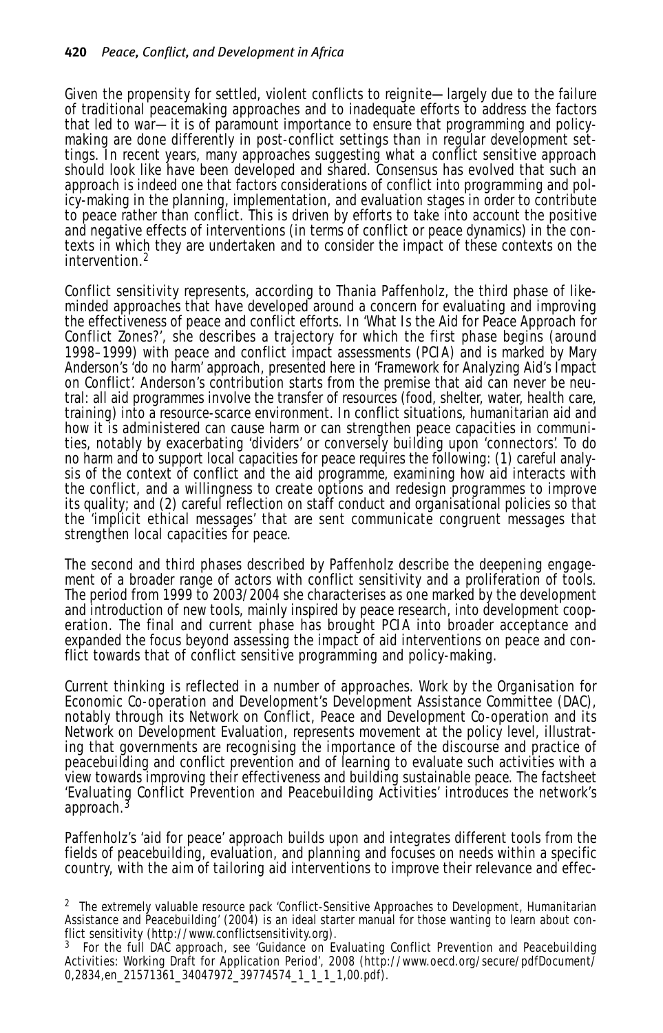Given the propensity for settled, violent conflicts to reignite—largely due to the failure of traditional peacemaking approaches and to inadequate efforts to address the factors that led to war—it is of paramount importance to ensure that programming and policy-making are done differently in post-conflict settings than in regular development settings. In recent years, many approaches suggesting what a conflict sensitive approach should look like have been developed and shared. Consensus has evolved that such an approach is indeed one that factors considerations of conflict into programming and policy-making in the planning, implementation, and evaluation stages in order to contribute to peace rather than conflict. This is driven by efforts to take into account the positive and negative effects of interventions (in terms of conflict or peace dynamics) in the contexts in which they are undertaken and to consider the impact of these contexts on the intervention.[2]

Conflict sensitivity represents, according to Thania Paffenholz, the third phase of like-minded approaches that have developed around a concern for evaluating and improving the effectiveness of peace and conflict efforts. In 'What Is the Aid for Peace Approach for Conflict Zones?', she describes a trajectory for which the first phase begins (around 1998–1999) with peace and conflict impact assessments (PCIA) and is marked by Mary Anderson's 'do no harm' approach, presented here in 'Framework for Analyzing Aid's Impact on Conflict'. Anderson's contribution starts from the premise that aid can never be neutral: all aid programmes involve the transfer of resources (food, shelter, water, health care, training) into a resource-scarce environment. In conflict situations, humanitarian aid and how it is administered can cause harm or can strengthen peace capacities in communities, notably by exacerbating 'dividers' or conversely building upon 'connectors'. To do no harm and to support local capacities for peace requires the following: (1) careful analysis of the context of conflict and the aid programme, examining how aid interacts with the conflict, and a willingness to create options and redesign programmes to improve its quality; and (2) careful reflection on staff conduct and organisational policies so that the 'implicit ethical messages' that are sent communicate congruent messages that strengthen local capacities for peace.

The second and third phases described by Paffenholz describe the deepening engagement of a broader range of actors with conflict sensitivity and a proliferation of tools. The period from 1999 to 2003/2004 she characterises as one marked by the development and introduction of new tools, mainly inspired by peace research, into development cooperation. The final and current phase has brought PCIA into broader acceptance and expanded the focus beyond assessing the impact of aid interventions on peace and conflict towards that of conflict sensitive programming and policy-making.

Current thinking is reflected in a number of approaches. Work by the Organisation for Economic Co-operation and Development's Development Assistance Committee (DAC), notably through its Network on Conflict, Peace and Development Co-operation and its Network on Development Evaluation, represents movement at the policy level, illustrating that governments are recognising the importance of the discourse and practice of peacebuilding and conflict prevention and of learning to evaluate such activities with a view towards improving their effectiveness and building sustainable peace. The factsheet 'Evaluating Conflict Prevention and Peacebuilding Activities' introduces the network's approach.[3]

Paffenholz's 'aid for peace' approach builds upon and integrates different tools from the fields of peacebuilding, evaluation, and planning and focuses on needs within a specific country, with the aim of tailoring aid interventions to improve their relevance and effec-

[2] The extremely valuable resource pack 'Conflict-Sensitive Approaches to Development, Humanitarian Assistance and Peacebuilding' (2004) is an ideal starter manual for those wanting to learn about conflict sensitivity (http://www.conflictsensitivity.org).

[3] For the full DAC approach, see 'Guidance on Evaluating Conflict Prevention and Peacebuilding Activities: Working Draft for Application Period', 2008 (http://www.oecd.org/secure/pdfDocument/0,2834,en_21571361_34047972_39774574_1_1_1_1,00.pdf).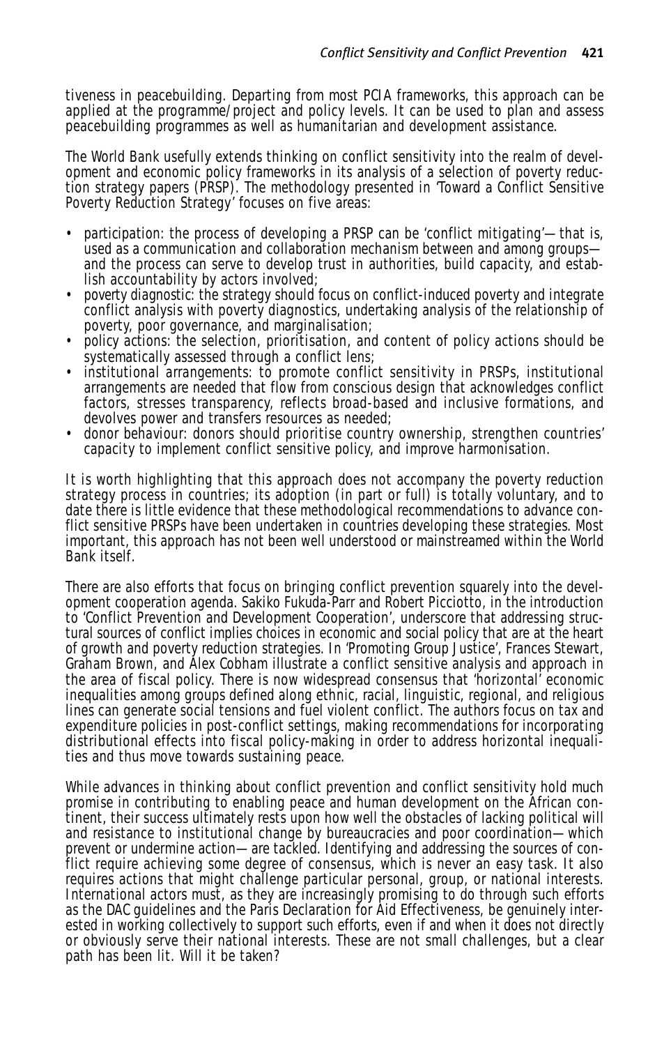tiveness in peacebuilding. Departing from most PCIA frameworks, this approach can be applied at the programme/project and policy levels. It can be used to plan and assess peacebuilding programmes as well as humanitarian and development assistance.

The World Bank usefully extends thinking on conflict sensitivity into the realm of development and economic policy frameworks in its analysis of a selection of poverty reduction strategy papers (PRSP). The methodology presented in 'Toward a Conflict Sensitive Poverty Reduction Strategy' focuses on five areas:

- participation: the process of developing a PRSP can be 'conflict mitigating'—that is, used as a communication and collaboration mechanism between and among groups—and the process can serve to develop trust in authorities, build capacity, and establish accountability by actors involved;
- poverty diagnostic: the strategy should focus on conflict-induced poverty and integrate conflict analysis with poverty diagnostics, undertaking analysis of the relationship of poverty, poor governance, and marginalisation;
- policy actions: the selection, prioritisation, and content of policy actions should be systematically assessed through a conflict lens;
- institutional arrangements: to promote conflict sensitivity in PRSPs, institutional arrangements are needed that flow from conscious design that acknowledges conflict factors, stresses transparency, reflects broad-based and inclusive formations, and devolves power and transfers resources as needed;
- donor behaviour: donors should prioritise country ownership, strengthen countries' capacity to implement conflict sensitive policy, and improve harmonisation.

It is worth highlighting that this approach does not accompany the poverty reduction strategy process in countries; its adoption (in part or full) is totally voluntary, and to date there is little evidence that these methodological recommendations to advance conflict sensitive PRSPs have been undertaken in countries developing these strategies. Most important, this approach has not been well understood or mainstreamed within the World Bank itself.

There are also efforts that focus on bringing conflict prevention squarely into the development cooperation agenda. Sakiko Fukuda-Parr and Robert Picciotto, in the introduction to 'Conflict Prevention and Development Cooperation', underscore that addressing structural sources of conflict implies choices in economic and social policy that are at the heart of growth and poverty reduction strategies. In 'Promoting Group Justice', Frances Stewart, Graham Brown, and Alex Cobham illustrate a conflict sensitive analysis and approach in the area of fiscal policy. There is now widespread consensus that 'horizontal' economic inequalities among groups defined along ethnic, racial, linguistic, regional, and religious lines can generate social tensions and fuel violent conflict. The authors focus on tax and expenditure policies in post-conflict settings, making recommendations for incorporating distributional effects into fiscal policy-making in order to address horizontal inequalities and thus move towards sustaining peace.

While advances in thinking about conflict prevention and conflict sensitivity hold much promise in contributing to enabling peace and human development on the African continent, their success ultimately rests upon how well the obstacles of lacking political will and resistance to institutional change by bureaucracies and poor coordination—which prevent or undermine action—are tackled. Identifying and addressing the sources of conflict require achieving some degree of consensus, which is never an easy task. It also requires actions that might challenge particular personal, group, or national interests. International actors must, as they are increasingly promising to do through such efforts as the DAC guidelines and the Paris Declaration for Aid Effectiveness, be genuinely interested in working collectively to support such efforts, even if and when it does not directly or obviously serve their national interests. These are not small challenges, but a clear path has been lit. Will it be taken?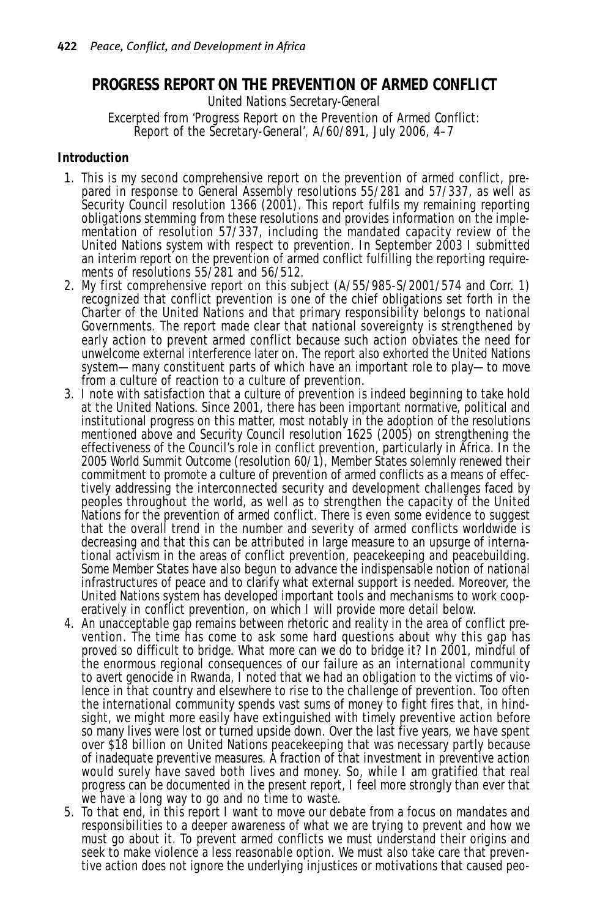## PROGRESS REPORT ON THE PREVENTION OF ARMED CONFLICT

United Nations Secretary-General

Excerpted from 'Progress Report on the Prevention of Armed Conflict: Report of the Secretary-General', A/60/891, July 2006, 4–7

### Introduction

1. This is my second comprehensive report on the prevention of armed conflict, prepared in response to General Assembly resolutions 55/281 and 57/337, as well as Security Council resolution 1366 (2001). This report fulfils my remaining reporting obligations stemming from these resolutions and provides information on the implementation of resolution 57/337, including the mandated capacity review of the United Nations system with respect to prevention. In September 2003 I submitted an interim report on the prevention of armed conflict fulfilling the reporting requirements of resolutions 55/281 and 56/512.
2. My first comprehensive report on this subject (A/55/985-S/2001/574 and Corr. 1) recognized that conflict prevention is one of the chief obligations set forth in the Charter of the United Nations and that primary responsibility belongs to national Governments. The report made clear that national sovereignty is strengthened by early action to prevent armed conflict because such action obviates the need for unwelcome external interference later on. The report also exhorted the United Nations system—many constituent parts of which have an important role to play—to move from a culture of reaction to a culture of prevention.
3. I note with satisfaction that a culture of prevention is indeed beginning to take hold at the United Nations. Since 2001, there has been important normative, political and institutional progress on this matter, most notably in the adoption of the resolutions mentioned above and Security Council resolution 1625 (2005) on strengthening the effectiveness of the Council's role in conflict prevention, particularly in Africa. In the 2005 World Summit Outcome (resolution 60/1), Member States solemnly renewed their commitment to promote a culture of prevention of armed conflicts as a means of effectively addressing the interconnected security and development challenges faced by peoples throughout the world, as well as to strengthen the capacity of the United Nations for the prevention of armed conflict. There is even some evidence to suggest that the overall trend in the number and severity of armed conflicts worldwide is decreasing and that this can be attributed in large measure to an upsurge of international activism in the areas of conflict prevention, peacekeeping and peacebuilding. Some Member States have also begun to advance the indispensable notion of national infrastructures of peace and to clarify what external support is needed. Moreover, the United Nations system has developed important tools and mechanisms to work cooperatively in conflict prevention, on which I will provide more detail below.
4. An unacceptable gap remains between rhetoric and reality in the area of conflict prevention. The time has come to ask some hard questions about why this gap has proved so difficult to bridge. What more can we do to bridge it? In 2001, mindful of the enormous regional consequences of our failure as an international community to avert genocide in Rwanda, I noted that we had an obligation to the victims of violence in that country and elsewhere to rise to the challenge of prevention. Too often the international community spends vast sums of money to fight fires that, in hindsight, we might more easily have extinguished with timely preventive action before so many lives were lost or turned upside down. Over the last five years, we have spent over $18 billion on United Nations peacekeeping that was necessary partly because of inadequate preventive measures. A fraction of that investment in preventive action would surely have saved both lives and money. So, while I am gratified that real progress can be documented in the present report, I feel more strongly than ever that we have a long way to go and no time to waste.
5. To that end, in this report I want to move our debate from a focus on mandates and responsibilities to a deeper awareness of what we are trying to prevent and how we must go about it. To prevent armed conflicts we must understand their origins and seek to make violence a less reasonable option. We must also take care that preventive action does not ignore the underlying injustices or motivations that caused peo-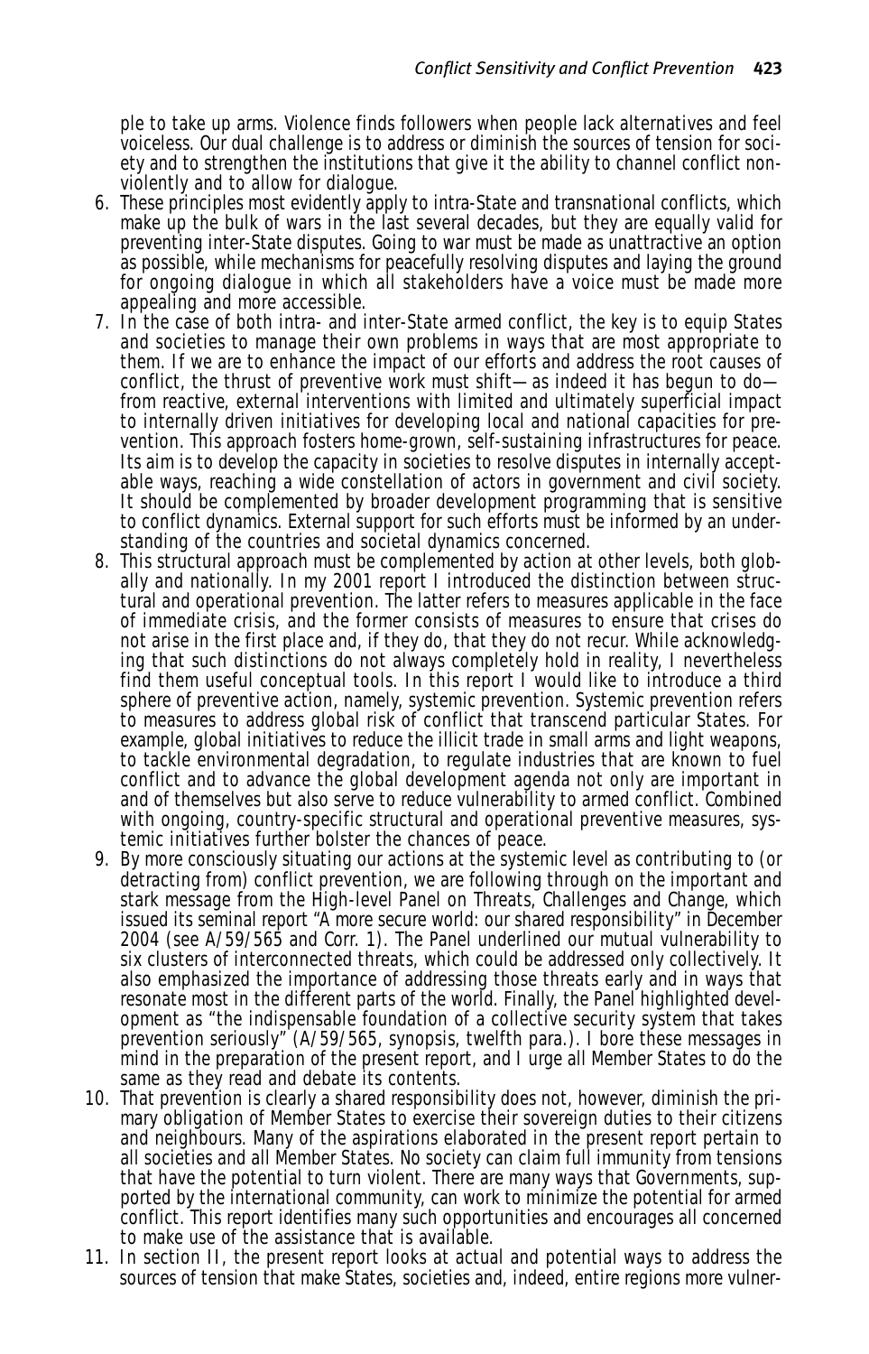ple to take up arms. Violence finds followers when people lack alternatives and feel voiceless. Our dual challenge is to address or diminish the sources of tension for society and to strengthen the institutions that give it the ability to channel conflict non-violently and to allow for dialogue.

6. These principles most evidently apply to intra-State and transnational conflicts, which make up the bulk of wars in the last several decades, but they are equally valid for preventing inter-State disputes. Going to war must be made as unattractive an option as possible, while mechanisms for peacefully resolving disputes and laying the ground for ongoing dialogue in which all stakeholders have a voice must be made more appealing and more accessible.
7. In the case of both intra- and inter-State armed conflict, the key is to equip States and societies to manage their own problems in ways that are most appropriate to them. If we are to enhance the impact of our efforts and address the root causes of conflict, the thrust of preventive work must shift—as indeed it has begun to do—from reactive, external interventions with limited and ultimately superficial impact to internally driven initiatives for developing local and national capacities for prevention. This approach fosters home-grown, self-sustaining infrastructures for peace. Its aim is to develop the capacity in societies to resolve disputes in internally acceptable ways, reaching a wide constellation of actors in government and civil society. It should be complemented by broader development programming that is sensitive to conflict dynamics. External support for such efforts must be informed by an understanding of the countries and societal dynamics concerned.
8. This structural approach must be complemented by action at other levels, both globally and nationally. In my 2001 report I introduced the distinction between structural and operational prevention. The latter refers to measures applicable in the face of immediate crisis, and the former consists of measures to ensure that crises do not arise in the first place and, if they do, that they do not recur. While acknowledging that such distinctions do not always completely hold in reality, I nevertheless find them useful conceptual tools. In this report I would like to introduce a third sphere of preventive action, namely, systemic prevention. Systemic prevention refers to measures to address global risk of conflict that transcend particular States. For example, global initiatives to reduce the illicit trade in small arms and light weapons, to tackle environmental degradation, to regulate industries that are known to fuel conflict and to advance the global development agenda not only are important in and of themselves but also serve to reduce vulnerability to armed conflict. Combined with ongoing, country-specific structural and operational preventive measures, systemic initiatives further bolster the chances of peace.
9. By more consciously situating our actions at the systemic level as contributing to (or detracting from) conflict prevention, we are following through on the important and stark message from the High-level Panel on Threats, Challenges and Change, which issued its seminal report "A more secure world: our shared responsibility" in December 2004 (see A/59/565 and Corr. 1). The Panel underlined our mutual vulnerability to six clusters of interconnected threats, which could be addressed only collectively. It also emphasized the importance of addressing those threats early and in ways that resonate most in the different parts of the world. Finally, the Panel highlighted development as "the indispensable foundation of a collective security system that takes prevention seriously" (A/59/565, synopsis, twelfth para.). I bore these messages in mind in the preparation of the present report, and I urge all Member States to do the same as they read and debate its contents.
10. That prevention is clearly a shared responsibility does not, however, diminish the primary obligation of Member States to exercise their sovereign duties to their citizens and neighbours. Many of the aspirations elaborated in the present report pertain to all societies and all Member States. No society can claim full immunity from tensions that have the potential to turn violent. There are many ways that Governments, supported by the international community, can work to minimize the potential for armed conflict. This report identifies many such opportunities and encourages all concerned to make use of the assistance that is available.
11. In section II, the present report looks at actual and potential ways to address the sources of tension that make States, societies and, indeed, entire regions more vulner-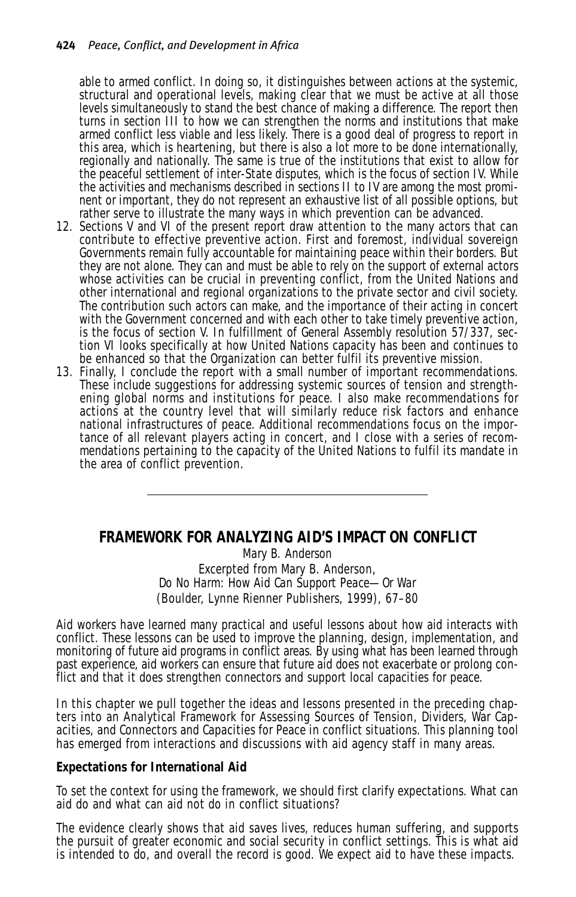able to armed conflict. In doing so, it distinguishes between actions at the systemic, structural and operational levels, making clear that we must be active at all those levels simultaneously to stand the best chance of making a difference. The report then turns in section III to how we can strengthen the norms and institutions that make armed conflict less viable and less likely. There is a good deal of progress to report in this area, which is heartening, but there is also a lot more to be done internationally, regionally and nationally. The same is true of the institutions that exist to allow for the peaceful settlement of inter-State disputes, which is the focus of section IV. While the activities and mechanisms described in sections II to IV are among the most prominent or important, they do not represent an exhaustive list of all possible options, but rather serve to illustrate the many ways in which prevention can be advanced.

12. Sections V and VI of the present report draw attention to the many actors that can contribute to effective preventive action. First and foremost, individual sovereign Governments remain fully accountable for maintaining peace within their borders. But they are not alone. They can and must be able to rely on the support of external actors whose activities can be crucial in preventing conflict, from the United Nations and other international and regional organizations to the private sector and civil society. The contribution such actors can make, and the importance of their acting in concert with the Government concerned and with each other to take timely preventive action, is the focus of section V. In fulfillment of General Assembly resolution 57/337, section VI looks specifically at how United Nations capacity has been and continues to be enhanced so that the Organization can better fulfil its preventive mission.
13. Finally, I conclude the report with a small number of important recommendations. These include suggestions for addressing systemic sources of tension and strengthening global norms and institutions for peace. I also make recommendations for actions at the country level that will similarly reduce risk factors and enhance national infrastructures of peace. Additional recommendations focus on the importance of all relevant players acting in concert, and I close with a series of recommendations pertaining to the capacity of the United Nations to fulfil its mandate in the area of conflict prevention.

---

## FRAMEWORK FOR ANALYZING AID'S IMPACT ON CONFLICT

Mary B. Anderson
Excerpted from Mary B. Anderson,
*Do No Harm: How Aid Can Support Peace—Or War*
(Boulder, Lynne Rienner Publishers, 1999), 67–80

Aid workers have learned many practical and useful lessons about how aid interacts with conflict. These lessons can be used to improve the planning, design, implementation, and monitoring of future aid programs in conflict areas. By using what has been learned through past experience, aid workers can ensure that future aid does not exacerbate or prolong conflict and that it does strengthen connectors and support local capacities for peace.

In this chapter we pull together the ideas and lessons presented in the preceding chapters into an Analytical Framework for Assessing Sources of Tension, Dividers, War Capacities, and Connectors and Capacities for Peace in conflict situations. This planning tool has emerged from interactions and discussions with aid agency staff in many areas.

### Expectations for International Aid

To set the context for using the framework, we should first clarify expectations. What can aid do and what can aid not do in conflict situations?

The evidence clearly shows that aid saves lives, reduces human suffering, and supports the pursuit of greater economic and social security in conflict settings. This is what aid is intended to do, and overall the record is good. We expect aid to have these impacts.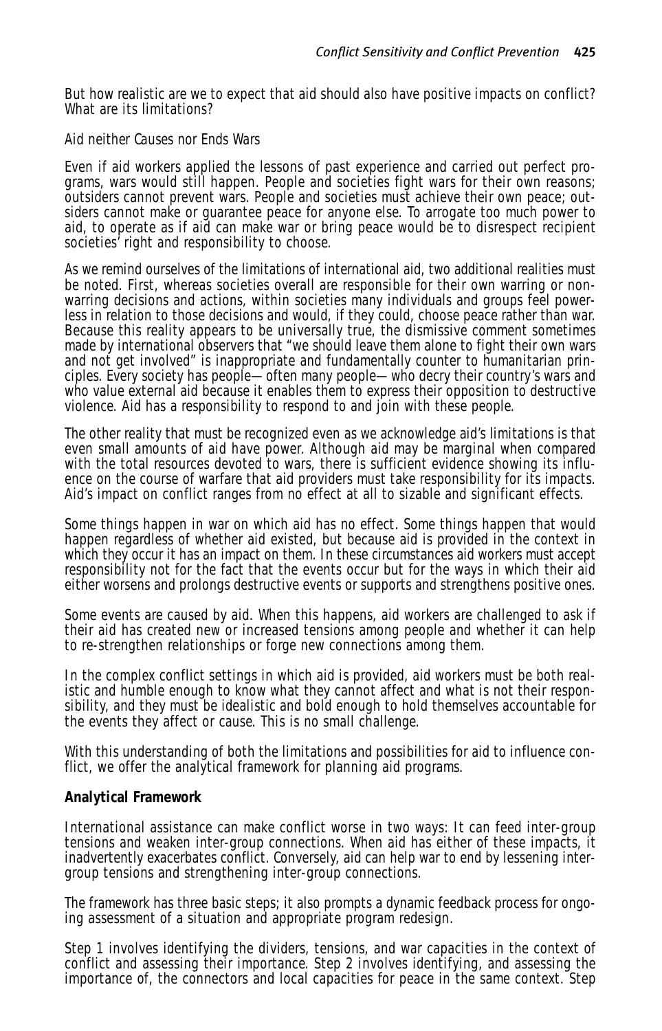But how realistic are we to expect that aid should also have positive impacts on conflict? What are its limitations?

### Aid neither Causes nor Ends Wars

Even if aid workers applied the lessons of past experience and carried out perfect programs, wars would still happen. People and societies fight wars for their own reasons; outsiders cannot prevent wars. People and societies must achieve their own peace; outsiders cannot make or guarantee peace for anyone else. To arrogate too much power to aid, to operate as if aid can make war or bring peace would be to disrespect recipient societies' right and responsibility to choose.

As we remind ourselves of the limitations of international aid, two additional realities must be noted. First, whereas societies overall are responsible for their own warring or nonwarring decisions and actions, within societies many individuals and groups feel powerless in relation to those decisions and would, if they could, choose peace rather than war. Because this reality appears to be universally true, the dismissive comment sometimes made by international observers that "we should leave them alone to fight their own wars and not get involved" is inappropriate and fundamentally counter to humanitarian principles. Every society has people—often many people—who decry their country's wars and who value external aid because it enables them to express their opposition to destructive violence. Aid has a responsibility to respond to and join with these people.

The other reality that must be recognized even as we acknowledge aid's limitations is that even small amounts of aid have power. Although aid may be marginal when compared with the total resources devoted to wars, there is sufficient evidence showing its influence on the course of warfare that aid providers must take responsibility for its impacts. Aid's impact on conflict ranges from no effect at all to sizable and significant effects.

Some things happen in war on which aid has no effect. Some things happen that would happen regardless of whether aid existed, but because aid is provided in the context in which they occur it has an impact on them. In these circumstances aid workers must accept responsibility not for the fact that the events occur but for the ways in which their aid either worsens and prolongs destructive events or supports and strengthens positive ones.

Some events are caused by aid. When this happens, aid workers are challenged to ask if their aid has created new or increased tensions among people and whether it can help to re-strengthen relationships or forge new connections among them.

In the complex conflict settings in which aid is provided, aid workers must be both realistic and humble enough to know what they cannot affect and what is not their responsibility, and they must be idealistic and bold enough to hold themselves accountable for the events they affect or cause. This is no small challenge.

With this understanding of both the limitations and possibilities for aid to influence conflict, we offer the analytical framework for planning aid programs.

## Analytical Framework

International assistance can make conflict worse in two ways: It can feed inter-group tensions and weaken inter-group connections. When aid has either of these impacts, it inadvertently exacerbates conflict. Conversely, aid can help war to end by lessening inter-group tensions and strengthening inter-group connections.

The framework has three basic steps; it also prompts a dynamic feedback process for ongoing assessment of a situation and appropriate program redesign.

Step 1 involves identifying the dividers, tensions, and war capacities in the context of conflict and assessing their importance. Step 2 involves identifying, and assessing the importance of, the connectors and local capacities for peace in the same context. Step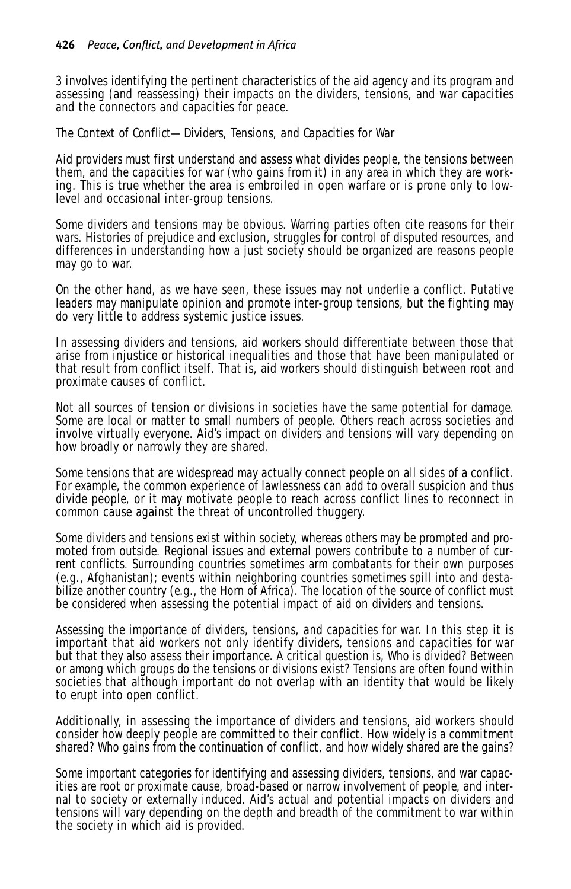3 involves identifying the pertinent characteristics of the aid agency and its program and assessing (and reassessing) their impacts on the dividers, tensions, and war capacities and the connectors and capacities for peace.

### The Context of Conflict—Dividers, Tensions, and Capacities for War

Aid providers must first understand and assess what divides people, the tensions between them, and the capacities for war (who gains from it) in any area in which they are working. This is true whether the area is embroiled in open warfare or is prone only to low-level and occasional inter-group tensions.

Some dividers and tensions may be obvious. Warring parties often cite reasons for their wars. Histories of prejudice and exclusion, struggles for control of disputed resources, and differences in understanding how a just society should be organized are reasons people may go to war.

On the other hand, as we have seen, these issues may not underlie a conflict. Putative leaders may manipulate opinion and promote inter-group tensions, but the fighting may do very little to address systemic justice issues.

In assessing dividers and tensions, aid workers should differentiate between those that arise from injustice or historical inequalities and those that have been manipulated or that result from conflict itself. That is, aid workers should distinguish between root and proximate causes of conflict.

Not all sources of tension or divisions in societies have the same potential for damage. Some are local or matter to small numbers of people. Others reach across societies and involve virtually everyone. Aid's impact on dividers and tensions will vary depending on how broadly or narrowly they are shared.

Some tensions that are widespread may actually connect people on all sides of a conflict. For example, the common experience of lawlessness can add to overall suspicion and thus divide people, or it may motivate people to reach across conflict lines to reconnect in common cause against the threat of uncontrolled thuggery.

Some dividers and tensions exist within society, whereas others may be prompted and promoted from outside. Regional issues and external powers contribute to a number of current conflicts. Surrounding countries sometimes arm combatants for their own purposes (e.g., Afghanistan); events within neighboring countries sometimes spill into and destabilize another country (e.g., the Horn of Africa). The location of the source of conflict must be considered when assessing the potential impact of aid on dividers and tensions.

*Assessing the importance of dividers, tensions, and capacities for war.* In this step it is important that aid workers not only identify dividers, tensions and capacities for war but that they also assess their importance. A critical question is, Who is divided? Between or among which groups do the tensions or divisions exist? Tensions are often found within societies that although important do not overlap with an identity that would be likely to erupt into open conflict.

Additionally, in assessing the importance of dividers and tensions, aid workers should consider how deeply people are committed to their conflict. How widely is a commitment shared? Who gains from the continuation of conflict, and how widely shared are the gains?

Some important categories for identifying and assessing dividers, tensions, and war capacities are root or proximate cause, broad-based or narrow involvement of people, and internal to society or externally induced. Aid's actual and potential impacts on dividers and tensions will vary depending on the depth and breadth of the commitment to war within the society in which aid is provided.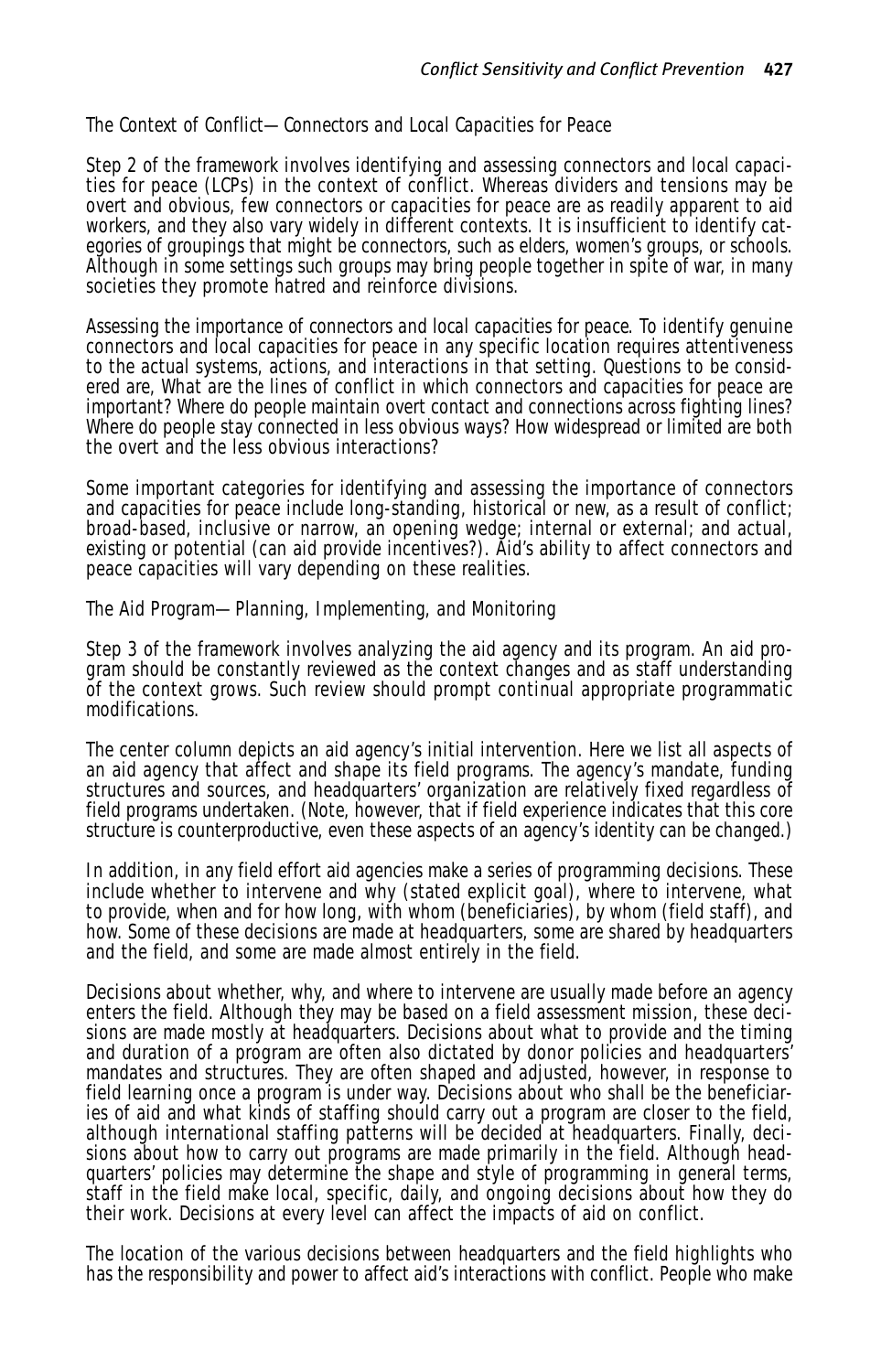### The Context of Conflict—Connectors and Local Capacities for Peace

Step 2 of the framework involves identifying and assessing connectors and local capacities for peace (LCPs) in the context of conflict. Whereas dividers and tensions may be overt and obvious, few connectors or capacities for peace are as readily apparent to aid workers, and they also vary widely in different contexts. It is insufficient to identify categories of groupings that might be connectors, such as elders, women's groups, or schools. Although in some settings such groups may bring people together in spite of war, in many societies they promote hatred and reinforce divisions.

*Assessing the importance of connectors and local capacities for peace.* To identify genuine connectors and local capacities for peace in any specific location requires attentiveness to the actual systems, actions, and interactions in that setting. Questions to be considered are, What are the lines of conflict in which connectors and capacities for peace are important? Where do people maintain overt contact and connections across fighting lines? Where do people stay connected in less obvious ways? How widespread or limited are both the overt and the less obvious interactions?

Some important categories for identifying and assessing the importance of connectors and capacities for peace include long-standing, historical or new, as a result of conflict; broad-based, inclusive or narrow, an opening wedge; internal or external; and actual, existing or potential (can aid provide incentives?). Aid's ability to affect connectors and peace capacities will vary depending on these realities.

### The Aid Program—Planning, Implementing, and Monitoring

Step 3 of the framework involves analyzing the aid agency and its program. An aid program should be constantly reviewed as the context changes and as staff understanding of the context grows. Such review should prompt continual appropriate programmatic modifications.

The center column depicts an aid agency's initial intervention. Here we list all aspects of an aid agency that affect and shape its field programs. The agency's mandate, funding structures and sources, and headquarters' organization are relatively fixed regardless of field programs undertaken. (Note, however, that if field experience indicates that this core structure is counterproductive, even these aspects of an agency's identity can be changed.)

In addition, in any field effort aid agencies make a series of programming decisions. These include whether to intervene and why (stated explicit goal), where to intervene, what to provide, when and for how long, with whom (beneficiaries), by whom (field staff), and how. Some of these decisions are made at headquarters, some are shared by headquarters and the field, and some are made almost entirely in the field.

Decisions about whether, why, and where to intervene are usually made before an agency enters the field. Although they may be based on a field assessment mission, these decisions are made mostly at headquarters. Decisions about what to provide and the timing and duration of a program are often also dictated by donor policies and headquarters' mandates and structures. They are often shaped and adjusted, however, in response to field learning once a program is under way. Decisions about who shall be the beneficiaries of aid and what kinds of staffing should carry out a program are closer to the field, although international staffing patterns will be decided at headquarters. Finally, decisions about how to carry out programs are made primarily in the field. Although headquarters' policies may determine the shape and style of programming in general terms, staff in the field make local, specific, daily, and ongoing decisions about how they do their work. Decisions at every level can affect the impacts of aid on conflict.

The location of the various decisions between headquarters and the field highlights who has the responsibility and power to affect aid's interactions with conflict. People who make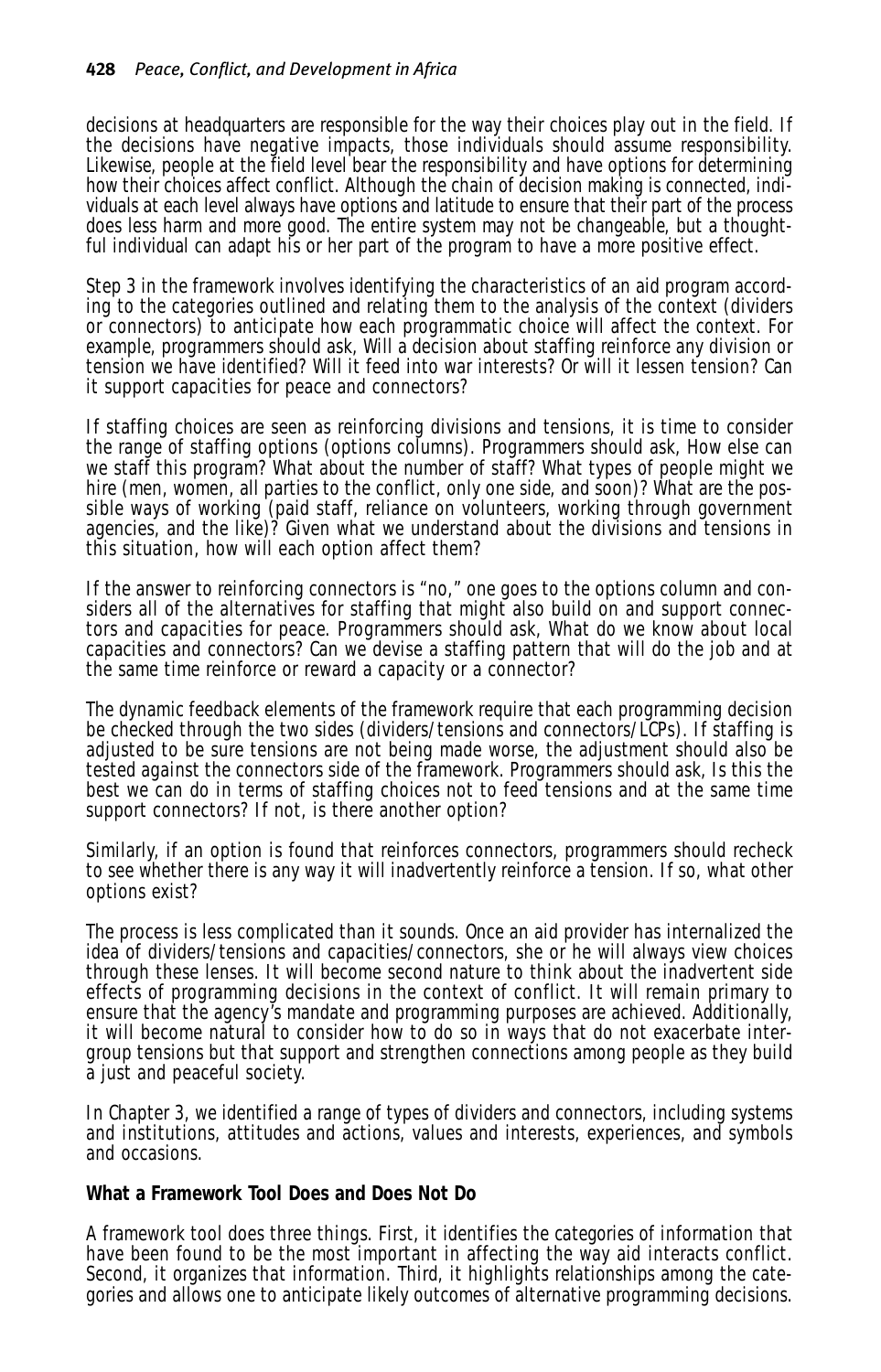decisions at headquarters are responsible for the way their choices play out in the field. If the decisions have negative impacts, those individuals should assume responsibility. Likewise, people at the field level bear the responsibility and have options for determining how their choices affect conflict. Although the chain of decision making is connected, individuals at each level always have options and latitude to ensure that their part of the process does less harm and more good. The entire system may not be changeable, but a thoughtful individual can adapt his or her part of the program to have a more positive effect.

Step 3 in the framework involves identifying the characteristics of an aid program according to the categories outlined and relating them to the analysis of the context (dividers or connectors) to anticipate how each programmatic choice will affect the context. For example, programmers should ask, Will a decision about staffing reinforce any division or tension we have identified? Will it feed into war interests? Or will it lessen tension? Can it support capacities for peace and connectors?

If staffing choices are seen as reinforcing divisions and tensions, it is time to consider the range of staffing options (options columns). Programmers should ask, How else can we staff this program? What about the number of staff? What types of people might we hire (men, women, all parties to the conflict, only one side, and soon)? What are the possible ways of working (paid staff, reliance on volunteers, working through government agencies, and the like)? Given what we understand about the divisions and tensions in this situation, how will each option affect them?

If the answer to reinforcing connectors is "no," one goes to the options column and considers all of the alternatives for staffing that might also build on and support connectors and capacities for peace. Programmers should ask, What do we know about local capacities and connectors? Can we devise a staffing pattern that will do the job and at the same time reinforce or reward a capacity or a connector?

The dynamic feedback elements of the framework require that each programming decision be checked through the two sides (dividers/tensions and connectors/LCPs). If staffing is adjusted to be sure tensions are not being made worse, the adjustment should also be tested against the connectors side of the framework. Programmers should ask, Is this the best we can do in terms of staffing choices not to feed tensions and at the same time support connectors? If not, is there another option?

Similarly, if an option is found that reinforces connectors, programmers should recheck to see whether there is any way it will inadvertently reinforce a tension. If so, what other options exist?

The process is less complicated than it sounds. Once an aid provider has internalized the idea of dividers/tensions and capacities/connectors, she or he will always view choices through these lenses. It will become second nature to think about the inadvertent side effects of programming decisions in the context of conflict. It will remain primary to ensure that the agency's mandate and programming purposes are achieved. Additionally, it will become natural to consider how to do so in ways that do not exacerbate intergroup tensions but that support and strengthen connections among people as they build a just and peaceful society.

In Chapter 3, we identified a range of types of dividers and connectors, including systems and institutions, attitudes and actions, values and interests, experiences, and symbols and occasions.

**What a Framework Tool Does and Does Not Do**

A framework tool does three things. First, it identifies the categories of information that have been found to be the most important in affecting the way aid interacts conflict. Second, it organizes that information. Third, it highlights relationships among the categories and allows one to anticipate likely outcomes of alternative programming decisions.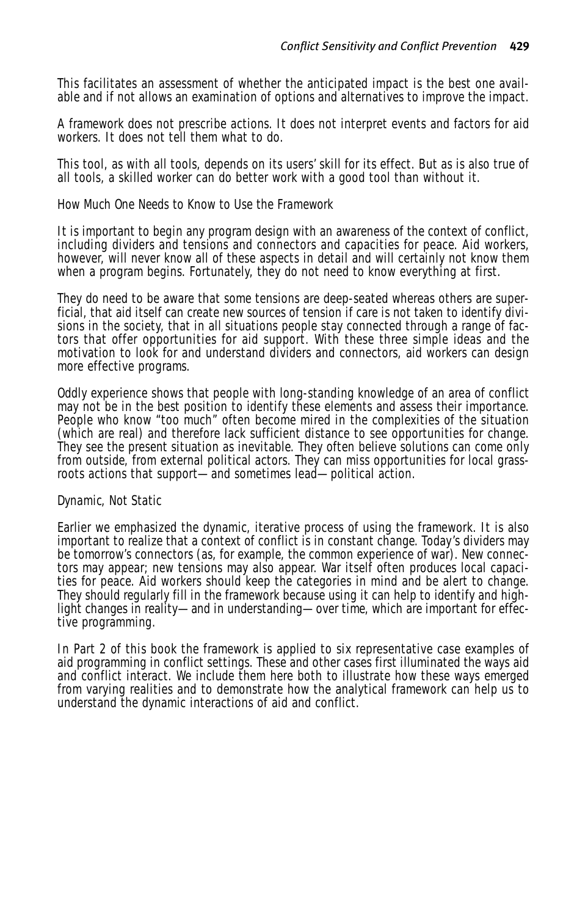This facilitates an assessment of whether the anticipated impact is the best one available and if not allows an examination of options and alternatives to improve the impact.

A framework does not prescribe actions. It does not interpret events and factors for aid workers. It does not tell them what to do.

This tool, as with all tools, depends on its users' skill for its effect. But as is also true of all tools, a skilled worker can do better work with a good tool than without it.

### How Much One Needs to Know to Use the Framework

It is important to begin any program design with an awareness of the context of conflict, including dividers and tensions and connectors and capacities for peace. Aid workers, however, will never know all of these aspects in detail and will certainly not know them when a program begins. Fortunately, they do not need to know everything at first.

They do need to be aware that some tensions are deep-seated whereas others are superficial, that aid itself can create new sources of tension if care is not taken to identify divisions in the society, that in all situations people stay connected through a range of factors that offer opportunities for aid support. With these three simple ideas and the motivation to look for and understand dividers and connectors, aid workers can design more effective programs.

Oddly experience shows that people with long-standing knowledge of an area of conflict may not be in the best position to identify these elements and assess their importance. People who know "too much" often become mired in the complexities of the situation (which are real) and therefore lack sufficient distance to see opportunities for change. They see the present situation as inevitable. They often believe solutions can come only from outside, from external political actors. They can miss opportunities for local grassroots actions that support—and sometimes lead—political action.

### Dynamic, Not Static

Earlier we emphasized the dynamic, iterative process of using the framework. It is also important to realize that a context of conflict is in constant change. Today's dividers may be tomorrow's connectors (as, for example, the common experience of war). New connectors may appear; new tensions may also appear. War itself often produces local capacities for peace. Aid workers should keep the categories in mind and be alert to change. They should regularly fill in the framework because using it can help to identify and highlight changes in reality—and in understanding—over time, which are important for effective programming.

In Part 2 of this book the framework is applied to six representative case examples of aid programming in conflict settings. These and other cases first illuminated the ways aid and conflict interact. We include them here both to illustrate how these ways emerged from varying realities and to demonstrate how the analytical framework can help us to understand the dynamic interactions of aid and conflict.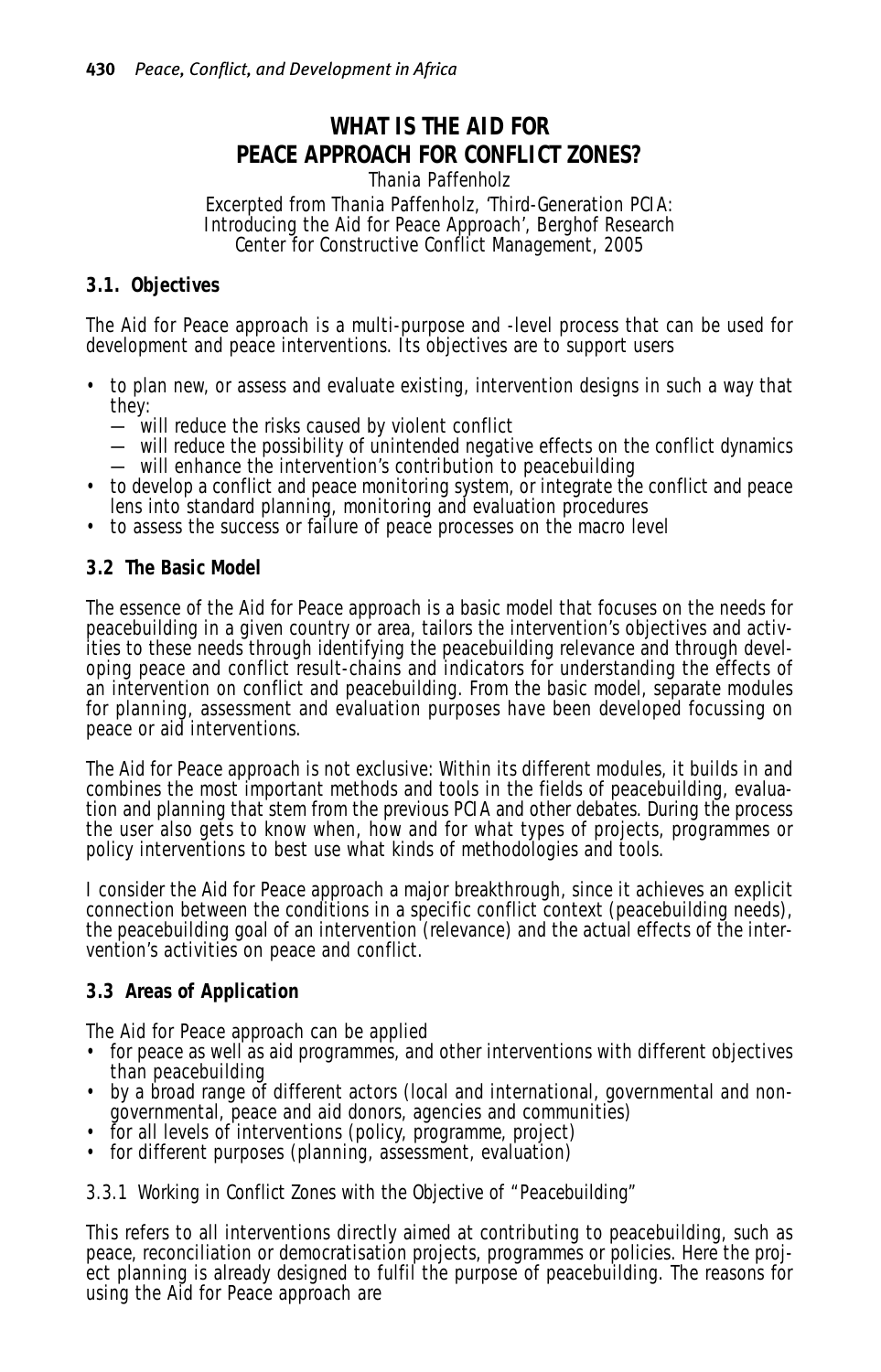# WHAT IS THE AID FOR PEACE APPROACH FOR CONFLICT ZONES?

Thania Paffenholz

Excerpted from Thania Paffenholz, 'Third-Generation PCIA: Introducing the Aid for Peace Approach', Berghof Research Center for Constructive Conflict Management, 2005

## 3.1. Objectives

The Aid for Peace approach is a multi-purpose and -level process that can be used for development and peace interventions. Its objectives are to support users

- to plan new, or assess and evaluate existing, intervention designs in such a way that they:
  - will reduce the risks caused by violent conflict
  - will reduce the possibility of unintended negative effects on the conflict dynamics
  - will enhance the intervention's contribution to peacebuilding
- to develop a conflict and peace monitoring system, or integrate the conflict and peace lens into standard planning, monitoring and evaluation procedures
- to assess the success or failure of peace processes on the macro level

## 3.2 The Basic Model

The essence of the Aid for Peace approach is a basic model that focuses on the needs for peacebuilding in a given country or area, tailors the intervention's objectives and activities to these needs through identifying the peacebuilding relevance and through developing peace and conflict result-chains and indicators for understanding the effects of an intervention on conflict and peacebuilding. From the basic model, separate modules for planning, assessment and evaluation purposes have been developed focussing on peace or aid interventions.

The Aid for Peace approach is not exclusive: Within its different modules, it builds in and combines the most important methods and tools in the fields of peacebuilding, evaluation and planning that stem from the previous PCIA and other debates. During the process the user also gets to know when, how and for what types of projects, programmes or policy interventions to best use what kinds of methodologies and tools.

I consider the Aid for Peace approach a major breakthrough, since it achieves an explicit connection between the conditions in a specific conflict context (peacebuilding needs), the peacebuilding goal of an intervention (relevance) and the actual effects of the intervention's activities on peace and conflict.

## 3.3 Areas of Application

The Aid for Peace approach can be applied

- for peace as well as aid programmes, and other interventions with different objectives than peacebuilding
- by a broad range of different actors (local and international, governmental and non-governmental, peace and aid donors, agencies and communities)
- for all levels of interventions (policy, programme, project)
- for different purposes (planning, assessment, evaluation)

### 3.3.1 Working in Conflict Zones with the Objective of "Peacebuilding"

This refers to all interventions directly aimed at contributing to peacebuilding, such as peace, reconciliation or democratisation projects, programmes or policies. Here the project planning is already designed to fulfil the purpose of peacebuilding. The reasons for using the Aid for Peace approach are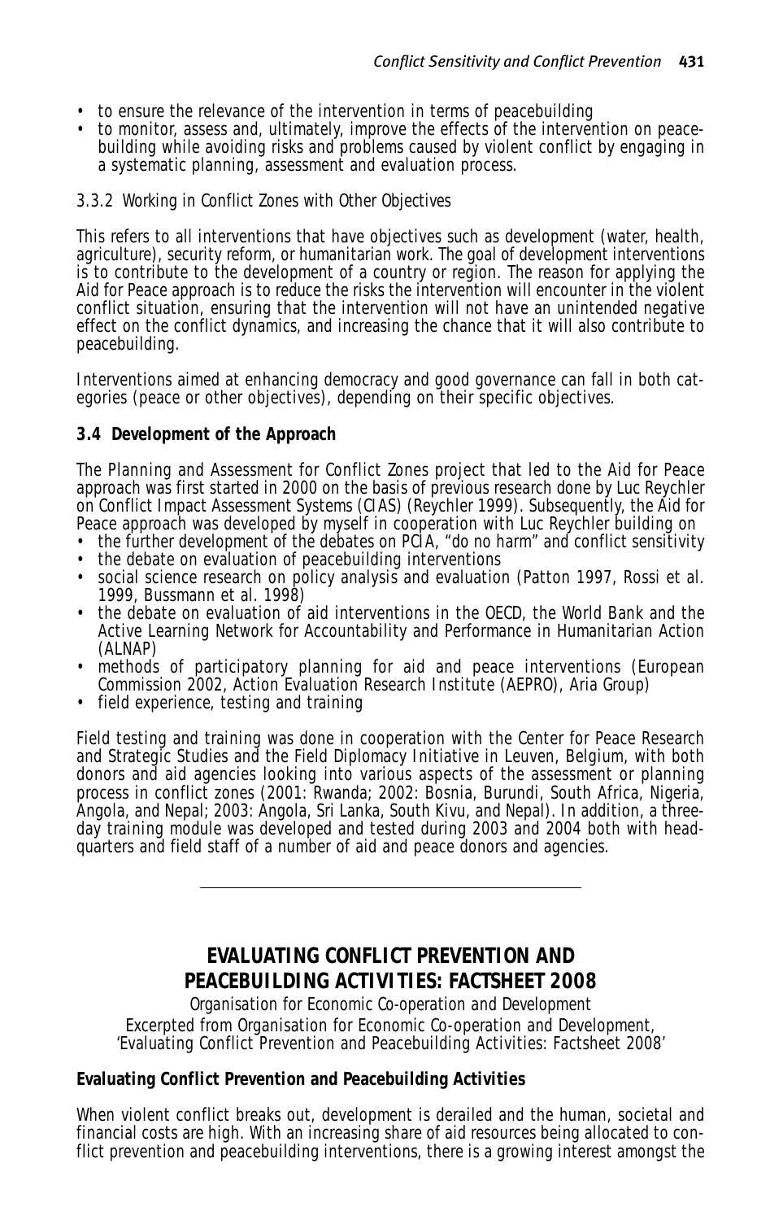- to ensure the relevance of the intervention in terms of peacebuilding
- to monitor, assess and, ultimately, improve the effects of the intervention on peacebuilding while avoiding risks and problems caused by violent conflict by engaging in a systematic planning, assessment and evaluation process.

3.3.2 Working in Conflict Zones with Other Objectives

This refers to all interventions that have objectives such as development (water, health, agriculture), security reform, or humanitarian work. The goal of development interventions is to contribute to the development of a country or region. The reason for applying the Aid for Peace approach is to reduce the risks the intervention will encounter in the violent conflict situation, ensuring that the intervention will not have an unintended negative effect on the conflict dynamics, and increasing the chance that it will also contribute to peacebuilding.

Interventions aimed at enhancing democracy and good governance can fall in both categories (peace or other objectives), depending on their specific objectives.

**3.4 Development of the Approach**

The Planning and Assessment for Conflict Zones project that led to the Aid for Peace approach was first started in 2000 on the basis of previous research done by Luc Reychler on Conflict Impact Assessment Systems (CIAS) (Reychler 1999). Subsequently, the Aid for Peace approach was developed by myself in cooperation with Luc Reychler building on

- the further development of the debates on PCIA, "do no harm" and conflict sensitivity
- the debate on evaluation of peacebuilding interventions
- social science research on policy analysis and evaluation (Patton 1997, Rossi et al. 1999, Bussmann et al. 1998)
- the debate on evaluation of aid interventions in the OECD, the World Bank and the Active Learning Network for Accountability and Performance in Humanitarian Action (ALNAP)
- methods of participatory planning for aid and peace interventions (European Commission 2002, Action Evaluation Research Institute (AEPRO), Aria Group)
- field experience, testing and training

Field testing and training was done in cooperation with the Center for Peace Research and Strategic Studies and the Field Diplomacy Initiative in Leuven, Belgium, with both donors and aid agencies looking into various aspects of the assessment or planning process in conflict zones (2001: Rwanda; 2002: Bosnia, Burundi, South Africa, Nigeria, Angola, and Nepal; 2003: Angola, Sri Lanka, South Kivu, and Nepal). In addition, a three-day training module was developed and tested during 2003 and 2004 both with headquarters and field staff of a number of aid and peace donors and agencies.

---

## EVALUATING CONFLICT PREVENTION AND PEACEBUILDING ACTIVITIES: FACTSHEET 2008

*Organisation for Economic Co-operation and Development*

*Excerpted from Organisation for Economic Co-operation and Development, 'Evaluating Conflict Prevention and Peacebuilding Activities: Factsheet 2008'*

**Evaluating Conflict Prevention and Peacebuilding Activities**

When violent conflict breaks out, development is derailed and the human, societal and financial costs are high. With an increasing share of aid resources being allocated to conflict prevention and peacebuilding interventions, there is a growing interest amongst the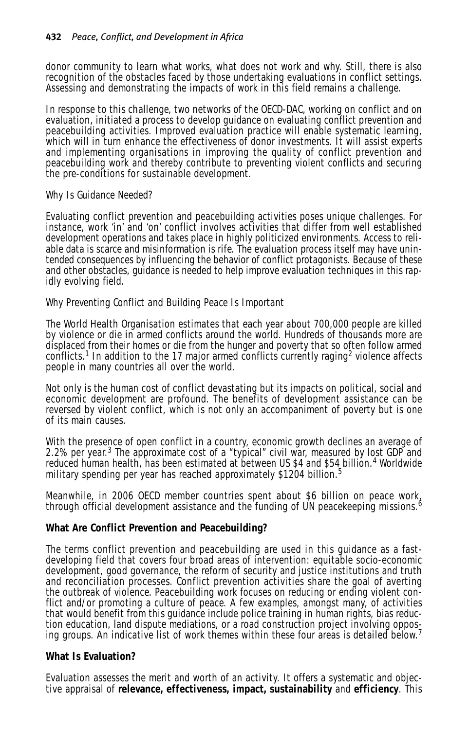donor community to learn what works, what does not work and why. Still, there is also recognition of the obstacles faced by those undertaking evaluations in conflict settings. Assessing and demonstrating the impacts of work in this field remains a challenge.

In response to this challenge, two networks of the OECD-DAC, working on conflict and on evaluation, initiated a process to develop guidance on evaluating conflict prevention and peacebuilding activities. Improved evaluation practice will enable systematic learning, which will in turn enhance the effectiveness of donor investments. It will assist experts and implementing organisations in improving the quality of conflict prevention and peacebuilding work and thereby contribute to preventing violent conflicts and securing the pre-conditions for sustainable development.

*Why Is Guidance Needed?*

Evaluating conflict prevention and peacebuilding activities poses unique challenges. For instance, work 'in' and 'on' conflict involves activities that differ from well established development operations and takes place in highly politicized environments. Access to reliable data is scarce and misinformation is rife. The evaluation process itself may have unintended consequences by influencing the behavior of conflict protagonists. Because of these and other obstacles, guidance is needed to help improve evaluation techniques in this rapidly evolving field.

*Why Preventing Conflict and Building Peace Is Important*

The World Health Organisation estimates that each year about 700,000 people are killed by violence or die in armed conflicts around the world. Hundreds of thousands more are displaced from their homes or die from the hunger and poverty that so often follow armed conflicts.[1] In addition to the 17 major armed conflicts currently raging[2] violence affects people in many countries all over the world.

Not only is the human cost of conflict devastating but its impacts on political, social and economic development are profound. The benefits of development assistance can be reversed by violent conflict, which is not only an accompaniment of poverty but is one of its main causes.

With the presence of open conflict in a country, economic growth declines an average of 2.2% per year.[3] The approximate cost of a "typical" civil war, measured by lost GDP and reduced human health, has been estimated at between US $4 and $54 billion.[4] Worldwide military spending per year has reached approximately $1204 billion.[5]

Meanwhile, in 2006 OECD member countries spent about $6 billion on peace work, through official development assistance and the funding of UN peacekeeping missions.[6]

**What Are Conflict Prevention and Peacebuilding?**

The terms conflict prevention and peacebuilding are used in this guidance as a fast-developing field that covers four broad areas of intervention: equitable socio-economic development, good governance, the reform of security and justice institutions and truth and reconciliation processes. Conflict prevention activities share the goal of averting the outbreak of violence. Peacebuilding work focuses on reducing or ending violent conflict and/or promoting a culture of peace. A few examples, amongst many, of activities that would benefit from this guidance include police training in human rights, bias reduction education, land dispute mediations, or a road construction project involving opposing groups. An indicative list of work themes within these four areas is detailed below.[7]

**What Is Evaluation?**

Evaluation assesses the merit and worth of an activity. It offers a systematic and objective appraisal of **relevance, effectiveness, impact, sustainability** and **efficiency**. This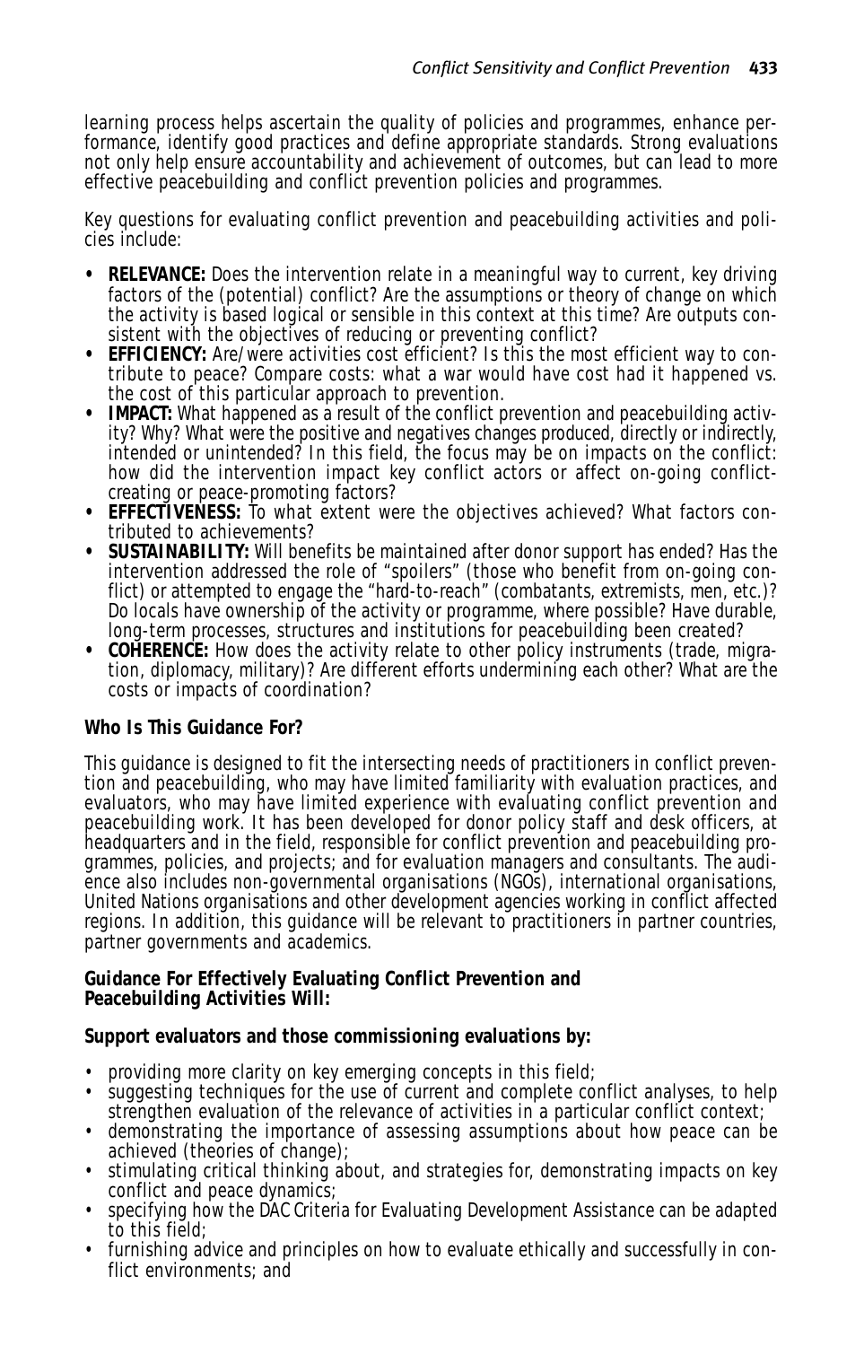learning process helps ascertain the quality of policies and programmes, enhance performance, identify good practices and define appropriate standards. Strong evaluations not only help ensure accountability and achievement of outcomes, but can lead to more effective peacebuilding and conflict prevention policies and programmes.

Key questions for evaluating conflict prevention and peacebuilding activities and policies include:

- **RELEVANCE:** Does the intervention relate in a meaningful way to current, key driving factors of the (potential) conflict? Are the assumptions or theory of change on which the activity is based logical or sensible in this context at this time? Are outputs consistent with the objectives of reducing or preventing conflict?
- **EFFICIENCY:** Are/were activities cost efficient? Is this the most efficient way to contribute to peace? Compare costs: what a war would have cost had it happened vs. the cost of this particular approach to prevention.
- **IMPACT:** What happened as a result of the conflict prevention and peacebuilding activity? Why? What were the positive and negatives changes produced, directly or indirectly, intended or unintended? In this field, the focus may be on impacts on the conflict: how did the intervention impact key conflict actors or affect on-going conflict-creating or peace-promoting factors?
- **EFFECTIVENESS:** To what extent were the objectives achieved? What factors contributed to achievements?
- **SUSTAINABILITY:** Will benefits be maintained after donor support has ended? Has the intervention addressed the role of "spoilers" (those who benefit from on-going conflict) or attempted to engage the "hard-to-reach" (combatants, extremists, men, etc.)? Do locals have ownership of the activity or programme, where possible? Have durable, long-term processes, structures and institutions for peacebuilding been created?
- **COHERENCE:** How does the activity relate to other policy instruments (trade, migration, diplomacy, military)? Are different efforts undermining each other? What are the costs or impacts of coordination?

**Who Is This Guidance For?**

This guidance is designed to fit the intersecting needs of practitioners in conflict prevention and peacebuilding, who may have limited familiarity with evaluation practices, and evaluators, who may have limited experience with evaluating conflict prevention and peacebuilding work. It has been developed for donor policy staff and desk officers, at headquarters and in the field, responsible for conflict prevention and peacebuilding programmes, policies, and projects; and for evaluation managers and consultants. The audience also includes non-governmental organisations (NGOs), international organisations, United Nations organisations and other development agencies working in conflict affected regions. In addition, this guidance will be relevant to practitioners in partner countries, partner governments and academics.

**Guidance For Effectively Evaluating Conflict Prevention and Peacebuilding Activities Will:**

**Support evaluators and those commissioning evaluations by:**

- providing more clarity on key emerging concepts in this field;
- suggesting techniques for the use of current and complete conflict analyses, to help strengthen evaluation of the relevance of activities in a particular conflict context;
- demonstrating the importance of assessing assumptions about how peace can be achieved (theories of change);
- stimulating critical thinking about, and strategies for, demonstrating impacts on key conflict and peace dynamics;
- specifying how the DAC Criteria for Evaluating Development Assistance can be adapted to this field;
- furnishing advice and principles on how to evaluate ethically and successfully in conflict environments; and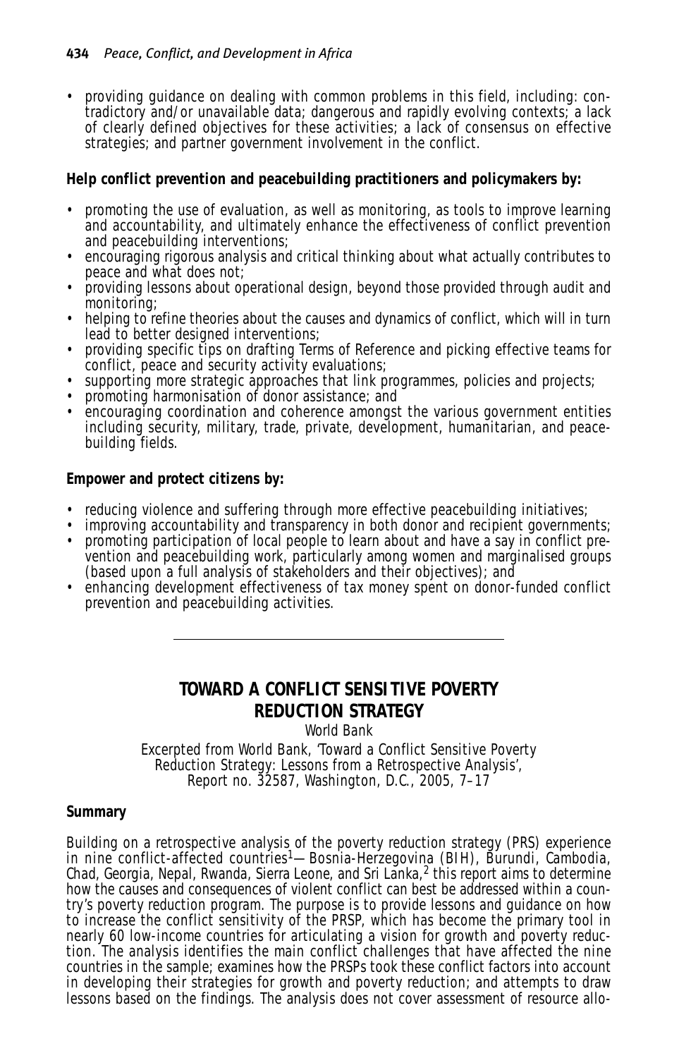- providing guidance on dealing with common problems in this field, including: contradictory and/or unavailable data; dangerous and rapidly evolving contexts; a lack of clearly defined objectives for these activities; a lack of consensus on effective strategies; and partner government involvement in the conflict.

**Help conflict prevention and peacebuilding practitioners and policymakers by:**

- promoting the use of evaluation, as well as monitoring, as tools to improve learning and accountability, and ultimately enhance the effectiveness of conflict prevention and peacebuilding interventions;
- encouraging rigorous analysis and critical thinking about what actually contributes to peace and what does not;
- providing lessons about operational design, beyond those provided through audit and monitoring;
- helping to refine theories about the causes and dynamics of conflict, which will in turn lead to better designed interventions;
- providing specific tips on drafting Terms of Reference and picking effective teams for conflict, peace and security activity evaluations;
- supporting more strategic approaches that link programmes, policies and projects;
- promoting harmonisation of donor assistance; and
- encouraging coordination and coherence amongst the various government entities including security, military, trade, private, development, humanitarian, and peacebuilding fields.

**Empower and protect citizens by:**

- reducing violence and suffering through more effective peacebuilding initiatives;
- improving accountability and transparency in both donor and recipient governments;
- promoting participation of local people to learn about and have a say in conflict prevention and peacebuilding work, particularly among women and marginalised groups (based upon a full analysis of stakeholders and their objectives); and
- enhancing development effectiveness of tax money spent on donor-funded conflict prevention and peacebuilding activities.

---

## TOWARD A CONFLICT SENSITIVE POVERTY REDUCTION STRATEGY

World Bank

Excerpted from World Bank, 'Toward a Conflict Sensitive Poverty Reduction Strategy: Lessons from a Retrospective Analysis', Report no. 32587, Washington, D.C., 2005, 7–17

### Summary

Building on a retrospective analysis of the poverty reduction strategy (PRS) experience in nine conflict-affected countries[1]—Bosnia-Herzegovina (BIH), Burundi, Cambodia, Chad, Georgia, Nepal, Rwanda, Sierra Leone, and Sri Lanka,[2] this report aims to determine how the causes and consequences of violent conflict can best be addressed within a country's poverty reduction program. The purpose is to provide lessons and guidance on how to increase the conflict sensitivity of the PRSP, which has become the primary tool in nearly 60 low-income countries for articulating a vision for growth and poverty reduction. The analysis identifies the main conflict challenges that have affected the nine countries in the sample; examines how the PRSPs took these conflict factors into account in developing their strategies for growth and poverty reduction; and attempts to draw lessons based on the findings. The analysis does not cover assessment of resource allo-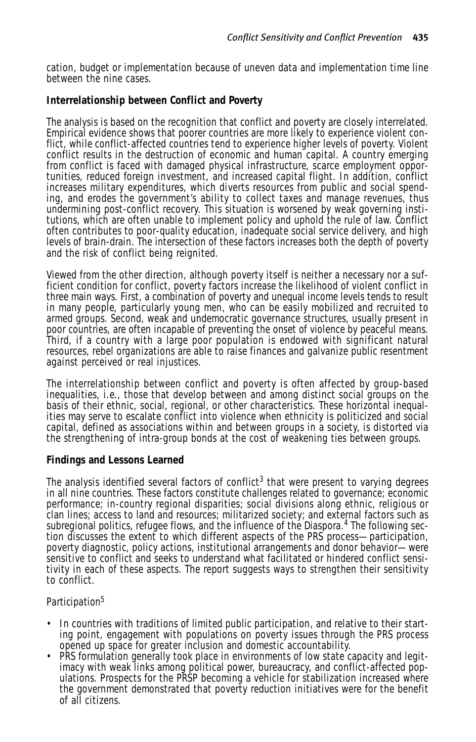cation, budget or implementation because of uneven data and implementation time line between the nine cases.

**Interrelationship between Conflict and Poverty**

The analysis is based on the recognition that conflict and poverty are closely interrelated. Empirical evidence shows that poorer countries are more likely to experience violent conflict, while conflict-affected countries tend to experience higher levels of poverty. Violent conflict results in the destruction of economic and human capital. A country emerging from conflict is faced with damaged physical infrastructure, scarce employment opportunities, reduced foreign investment, and increased capital flight. In addition, conflict increases military expenditures, which diverts resources from public and social spending, and erodes the government's ability to collect taxes and manage revenues, thus undermining post-conflict recovery. This situation is worsened by weak governing institutions, which are often unable to implement policy and uphold the rule of law. Conflict often contributes to poor-quality education, inadequate social service delivery, and high levels of brain-drain. The intersection of these factors increases both the depth of poverty and the risk of conflict being reignited.

Viewed from the other direction, although poverty itself is neither a necessary nor a sufficient condition for conflict, poverty factors increase the likelihood of violent conflict in three main ways. First, a combination of poverty and unequal income levels tends to result in many people, particularly young men, who can be easily mobilized and recruited to armed groups. Second, weak and undemocratic governance structures, usually present in poor countries, are often incapable of preventing the onset of violence by peaceful means. Third, if a country with a large poor population is endowed with significant natural resources, rebel organizations are able to raise finances and galvanize public resentment against perceived or real injustices.

The interrelationship between conflict and poverty is often affected by group-based inequalities, i.e., those that develop between and among distinct social groups on the basis of their ethnic, social, regional, or other characteristics. These horizontal inequalities may serve to escalate conflict into violence when ethnicity is politicized and social capital, defined as associations within and between groups in a society, is distorted via the strengthening of intra-group bonds at the cost of weakening ties between groups.

**Findings and Lessons Learned**

The analysis identified several factors of conflict[3] that were present to varying degrees in all nine countries. These factors constitute challenges related to governance; economic performance; in-country regional disparities; social divisions along ethnic, religious or clan lines; access to land and resources; militarized society; and external factors such as subregional politics, refugee flows, and the influence of the Diaspora.[4] The following section discusses the extent to which different aspects of the PRS process—participation, poverty diagnostic, policy actions, institutional arrangements and donor behavior—were sensitive to conflict and seeks to understand what facilitated or hindered conflict sensitivity in each of these aspects. The report suggests ways to strengthen their sensitivity to conflict.

*Participation*[5]

- In countries with traditions of limited public participation, and relative to their starting point, engagement with populations on poverty issues through the PRS process opened up space for greater inclusion and domestic accountability.
- PRS formulation generally took place in environments of low state capacity and legitimacy with weak links among political power, bureaucracy, and conflict-affected populations. Prospects for the PRSP becoming a vehicle for stabilization increased where the government demonstrated that poverty reduction initiatives were for the benefit of all citizens.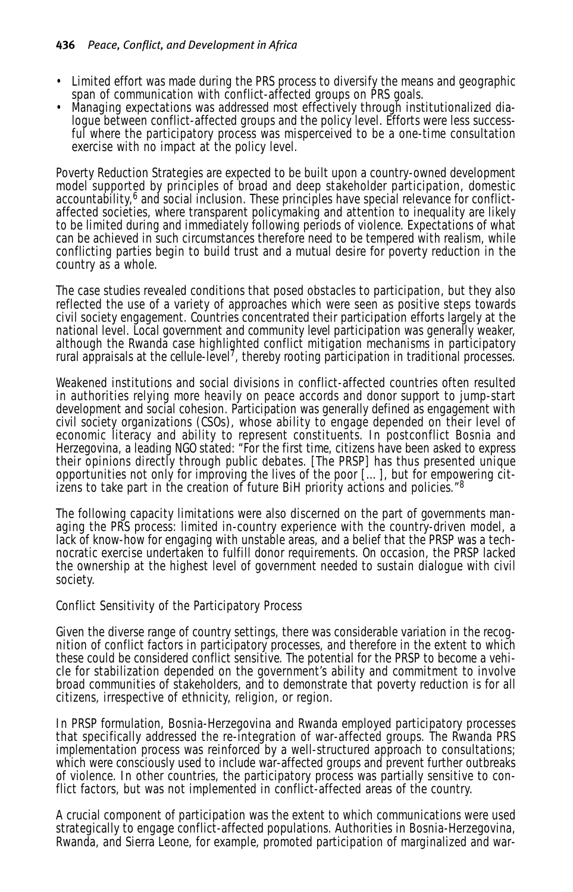- Limited effort was made during the PRS process to diversify the means and geographic span of communication with conflict-affected groups on PRS goals.
- Managing expectations was addressed most effectively through institutionalized dialogue between conflict-affected groups and the policy level. Efforts were less successful where the participatory process was misperceived to be a one-time consultation exercise with no impact at the policy level.

Poverty Reduction Strategies are expected to be built upon a country-owned development model supported by principles of broad and deep stakeholder participation, domestic accountability,[6] and social inclusion. These principles have special relevance for conflict-affected societies, where transparent policymaking and attention to inequality are likely to be limited during and immediately following periods of violence. Expectations of what can be achieved in such circumstances therefore need to be tempered with realism, while conflicting parties begin to build trust and a mutual desire for poverty reduction in the country as a whole.

The case studies revealed conditions that posed obstacles to participation, but they also reflected the use of a variety of approaches which were seen as positive steps towards civil society engagement. Countries concentrated their participation efforts largely at the national level. Local government and community level participation was generally weaker, although the Rwanda case highlighted conflict mitigation mechanisms in participatory rural appraisals at the cellule-level[7], thereby rooting participation in traditional processes.

Weakened institutions and social divisions in conflict-affected countries often resulted in authorities relying more heavily on peace accords and donor support to jump-start development and social cohesion. Participation was generally defined as engagement with civil society organizations (CSOs), whose ability to engage depended on their level of economic literacy and ability to represent constituents. In postconflict Bosnia and Herzegovina, a leading NGO stated: "For the first time, citizens have been asked to express their opinions directly through public debates. [The PRSP] has thus presented unique opportunities not only for improving the lives of the poor [...], but for empowering citizens to take part in the creation of future BiH priority actions and policies."[8]

The following capacity limitations were also discerned on the part of governments managing the PRS process: limited in-country experience with the country-driven model, a lack of know-how for engaging with unstable areas, and a belief that the PRSP was a technocratic exercise undertaken to fulfill donor requirements. On occasion, the PRSP lacked the ownership at the highest level of government needed to sustain dialogue with civil society.

### Conflict Sensitivity of the Participatory Process

Given the diverse range of country settings, there was considerable variation in the recognition of conflict factors in participatory processes, and therefore in the extent to which these could be considered conflict sensitive. The potential for the PRSP to become a vehicle for stabilization depended on the government's ability and commitment to involve broad communities of stakeholders, and to demonstrate that poverty reduction is for all citizens, irrespective of ethnicity, religion, or region.

In PRSP formulation, Bosnia-Herzegovina and Rwanda employed participatory processes that specifically addressed the re-integration of war-affected groups. The Rwanda PRS implementation process was reinforced by a well-structured approach to consultations; which were consciously used to include war-affected groups and prevent further outbreaks of violence. In other countries, the participatory process was partially sensitive to conflict factors, but was not implemented in conflict-affected areas of the country.

A crucial component of participation was the extent to which communications were used strategically to engage conflict-affected populations. Authorities in Bosnia-Herzegovina, Rwanda, and Sierra Leone, for example, promoted participation of marginalized and war-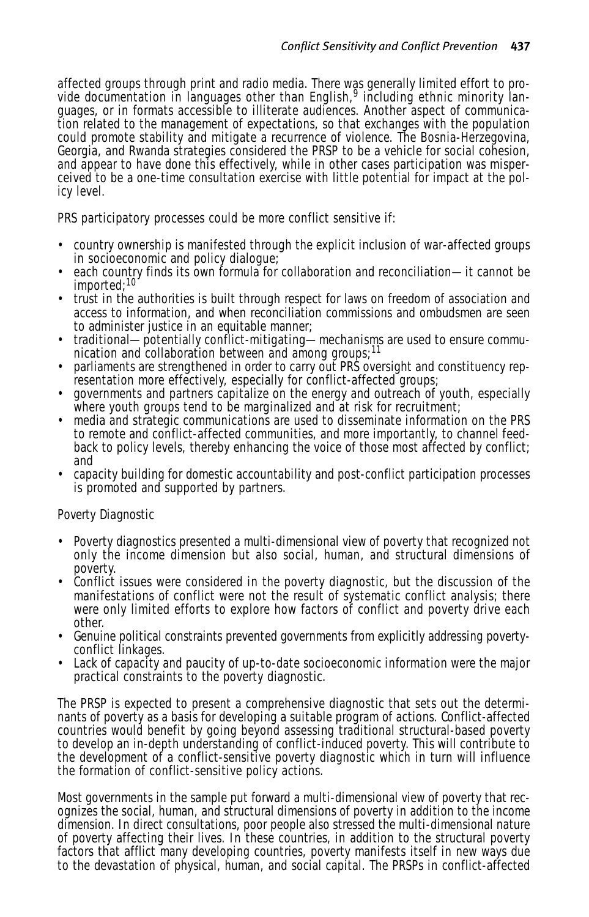affected groups through print and radio media. There was generally limited effort to provide documentation in languages other than English,[9] including ethnic minority languages, or in formats accessible to illiterate audiences. Another aspect of communication related to the management of expectations, so that exchanges with the population could promote stability and mitigate a recurrence of violence. The Bosnia-Herzegovina, Georgia, and Rwanda strategies considered the PRSP to be a vehicle for social cohesion, and appear to have done this effectively, while in other cases participation was misperceived to be a one-time consultation exercise with little potential for impact at the policy level.

PRS participatory processes could be more conflict sensitive if:

- country ownership is manifested through the explicit inclusion of war-affected groups in socioeconomic and policy dialogue;
- each country finds its own formula for collaboration and reconciliation—it cannot be imported;[10]
- trust in the authorities is built through respect for laws on freedom of association and access to information, and when reconciliation commissions and ombudsmen are seen to administer justice in an equitable manner;
- traditional—potentially conflict-mitigating—mechanisms are used to ensure communication and collaboration between and among groups;[11]
- parliaments are strengthened in order to carry out PRS oversight and constituency representation more effectively, especially for conflict-affected groups;
- governments and partners capitalize on the energy and outreach of youth, especially where youth groups tend to be marginalized and at risk for recruitment;
- media and strategic communications are used to disseminate information on the PRS to remote and conflict-affected communities, and more importantly, to channel feedback to policy levels, thereby enhancing the voice of those most affected by conflict; and
- capacity building for domestic accountability and post-conflict participation processes is promoted and supported by partners.

*Poverty Diagnostic*

- Poverty diagnostics presented a multi-dimensional view of poverty that recognized not only the income dimension but also social, human, and structural dimensions of poverty.
- Conflict issues were considered in the poverty diagnostic, but the discussion of the manifestations of conflict were not the result of systematic conflict analysis; there were only limited efforts to explore how factors of conflict and poverty drive each other.
- Genuine political constraints prevented governments from explicitly addressing poverty-conflict linkages.
- Lack of capacity and paucity of up-to-date socioeconomic information were the major practical constraints to the poverty diagnostic.

The PRSP is expected to present a comprehensive diagnostic that sets out the determinants of poverty as a basis for developing a suitable program of actions. Conflict-affected countries would benefit by going beyond assessing traditional structural-based poverty to develop an in-depth understanding of conflict-induced poverty. This will contribute to the development of a conflict-sensitive poverty diagnostic which in turn will influence the formation of conflict-sensitive policy actions.

Most governments in the sample put forward a multi-dimensional view of poverty that recognizes the social, human, and structural dimensions of poverty in addition to the income dimension. In direct consultations, poor people also stressed the multi-dimensional nature of poverty affecting their lives. In these countries, in addition to the structural poverty factors that afflict many developing countries, poverty manifests itself in new ways due to the devastation of physical, human, and social capital. The PRSPs in conflict-affected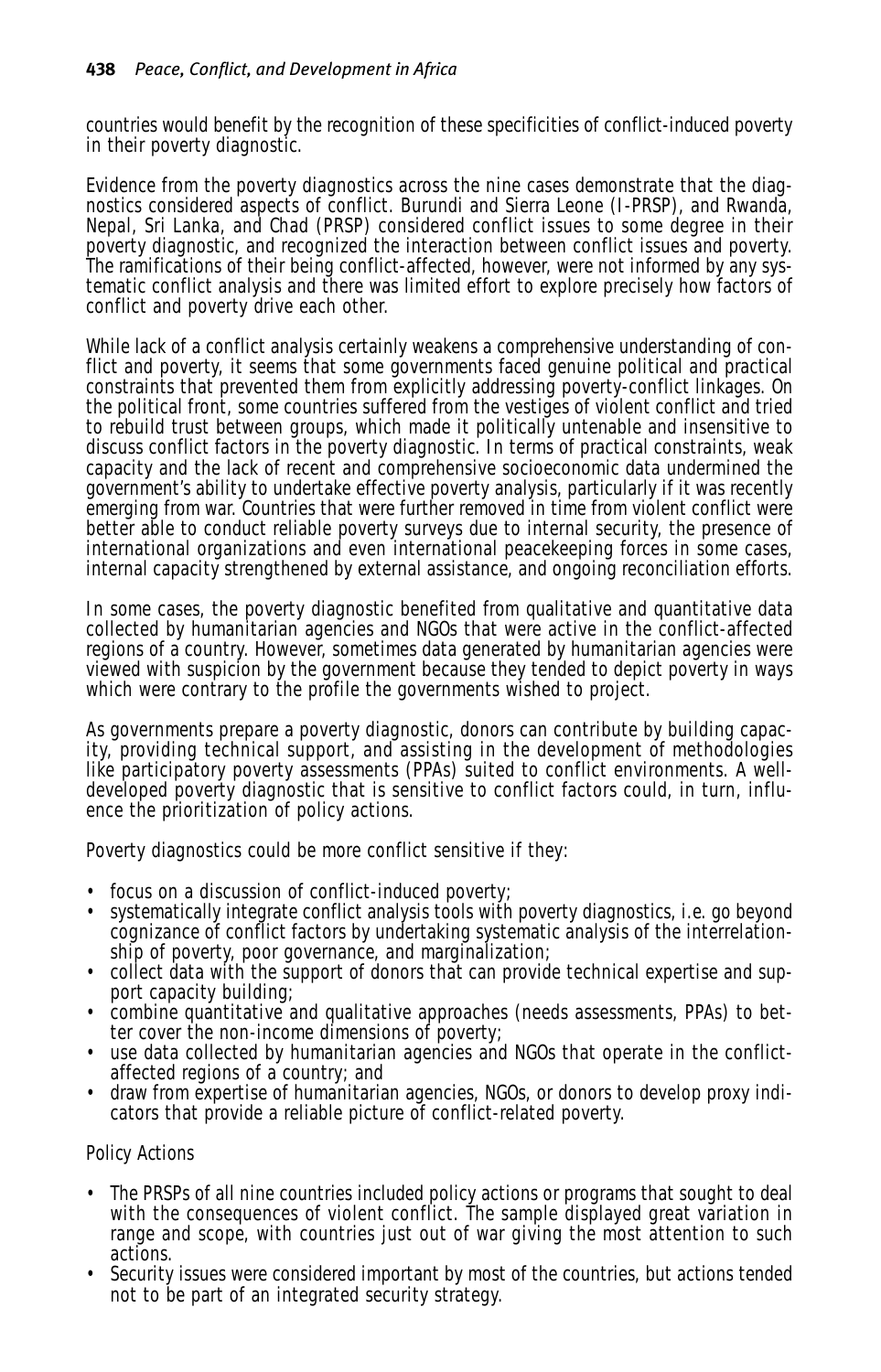countries would benefit by the recognition of these specificities of conflict-induced poverty in their poverty diagnostic.

Evidence from the poverty diagnostics across the nine cases demonstrate that the diagnostics considered aspects of conflict. Burundi and Sierra Leone (I-PRSP), and Rwanda, Nepal, Sri Lanka, and Chad (PRSP) considered conflict issues to some degree in their poverty diagnostic, and recognized the interaction between conflict issues and poverty. The ramifications of their being conflict-affected, however, were not informed by any systematic conflict analysis and there was limited effort to explore precisely how factors of conflict and poverty drive each other.

While lack of a conflict analysis certainly weakens a comprehensive understanding of conflict and poverty, it seems that some governments faced genuine political and practical constraints that prevented them from explicitly addressing poverty-conflict linkages. On the political front, some countries suffered from the vestiges of violent conflict and tried to rebuild trust between groups, which made it politically untenable and insensitive to discuss conflict factors in the poverty diagnostic. In terms of practical constraints, weak capacity and the lack of recent and comprehensive socioeconomic data undermined the government's ability to undertake effective poverty analysis, particularly if it was recently emerging from war. Countries that were further removed in time from violent conflict were better able to conduct reliable poverty surveys due to internal security, the presence of international organizations and even international peacekeeping forces in some cases, internal capacity strengthened by external assistance, and ongoing reconciliation efforts.

In some cases, the poverty diagnostic benefited from qualitative and quantitative data collected by humanitarian agencies and NGOs that were active in the conflict-affected regions of a country. However, sometimes data generated by humanitarian agencies were viewed with suspicion by the government because they tended to depict poverty in ways which were contrary to the profile the governments wished to project.

As governments prepare a poverty diagnostic, donors can contribute by building capacity, providing technical support, and assisting in the development of methodologies like participatory poverty assessments (PPAs) suited to conflict environments. A well-developed poverty diagnostic that is sensitive to conflict factors could, in turn, influence the prioritization of policy actions.

Poverty diagnostics could be more conflict sensitive if they:

- focus on a discussion of conflict-induced poverty;
- systematically integrate conflict analysis tools with poverty diagnostics, i.e. go beyond cognizance of conflict factors by undertaking systematic analysis of the interrelationship of poverty, poor governance, and marginalization;
- collect data with the support of donors that can provide technical expertise and support capacity building;
- combine quantitative and qualitative approaches (needs assessments, PPAs) to better cover the non-income dimensions of poverty;
- use data collected by humanitarian agencies and NGOs that operate in the conflict-affected regions of a country; and
- draw from expertise of humanitarian agencies, NGOs, or donors to develop proxy indicators that provide a reliable picture of conflict-related poverty.

### Policy Actions

- The PRSPs of all nine countries included policy actions or programs that sought to deal with the consequences of violent conflict. The sample displayed great variation in range and scope, with countries just out of war giving the most attention to such actions.
- Security issues were considered important by most of the countries, but actions tended not to be part of an integrated security strategy.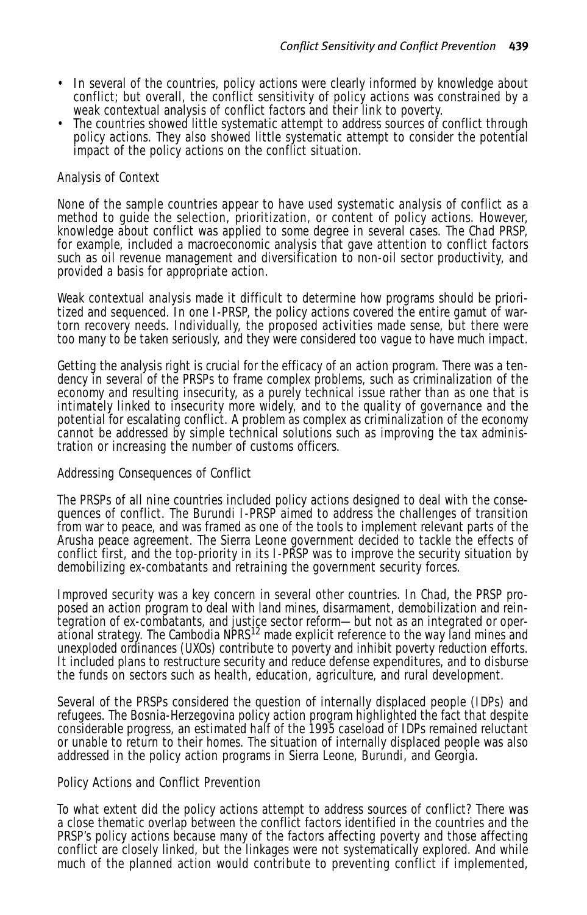- In several of the countries, policy actions were clearly informed by knowledge about conflict; but overall, the conflict sensitivity of policy actions was constrained by a weak contextual analysis of conflict factors and their link to poverty.
- The countries showed little systematic attempt to address sources of conflict through policy actions. They also showed little systematic attempt to consider the potential impact of the policy actions on the conflict situation.

### Analysis of Context

None of the sample countries appear to have used systematic analysis of conflict as a method to guide the selection, prioritization, or content of policy actions. However, knowledge about conflict was applied to some degree in several cases. The Chad PRSP, for example, included a macroeconomic analysis that gave attention to conflict factors such as oil revenue management and diversification to non-oil sector productivity, and provided a basis for appropriate action.

Weak contextual analysis made it difficult to determine how programs should be prioritized and sequenced. In one I-PRSP, the policy actions covered the entire gamut of war-torn recovery needs. Individually, the proposed activities made sense, but there were too many to be taken seriously, and they were considered too vague to have much impact.

Getting the analysis right is crucial for the efficacy of an action program. There was a tendency in several of the PRSPs to frame complex problems, such as criminalization of the economy and resulting insecurity, as a purely technical issue rather than as one that is intimately linked to insecurity more widely, and to the quality of governance and the potential for escalating conflict. A problem as complex as criminalization of the economy cannot be addressed by simple technical solutions such as improving the tax administration or increasing the number of customs officers.

### Addressing Consequences of Conflict

The PRSPs of all nine countries included policy actions designed to deal with the consequences of conflict. The Burundi I-PRSP aimed to address the challenges of transition from war to peace, and was framed as one of the tools to implement relevant parts of the Arusha peace agreement. The Sierra Leone government decided to tackle the effects of conflict first, and the top-priority in its I-PRSP was to improve the security situation by demobilizing ex-combatants and retraining the government security forces.

Improved security was a key concern in several other countries. In Chad, the PRSP proposed an action program to deal with land mines, disarmament, demobilization and reintegration of ex-combatants, and justice sector reform—but not as an integrated or operational strategy. The Cambodia NPRS[12] made explicit reference to the way land mines and unexploded ordinances (UXOs) contribute to poverty and inhibit poverty reduction efforts. It included plans to restructure security and reduce defense expenditures, and to disburse the funds on sectors such as health, education, agriculture, and rural development.

Several of the PRSPs considered the question of internally displaced people (IDPs) and refugees. The Bosnia-Herzegovina policy action program highlighted the fact that despite considerable progress, an estimated half of the 1995 caseload of IDPs remained reluctant or unable to return to their homes. The situation of internally displaced people was also addressed in the policy action programs in Sierra Leone, Burundi, and Georgia.

### Policy Actions and Conflict Prevention

To what extent did the policy actions attempt to address sources of conflict? There was a close thematic overlap between the conflict factors identified in the countries and the PRSP's policy actions because many of the factors affecting poverty and those affecting conflict are closely linked, but the linkages were not systematically explored. And while much of the planned action would contribute to preventing conflict if implemented,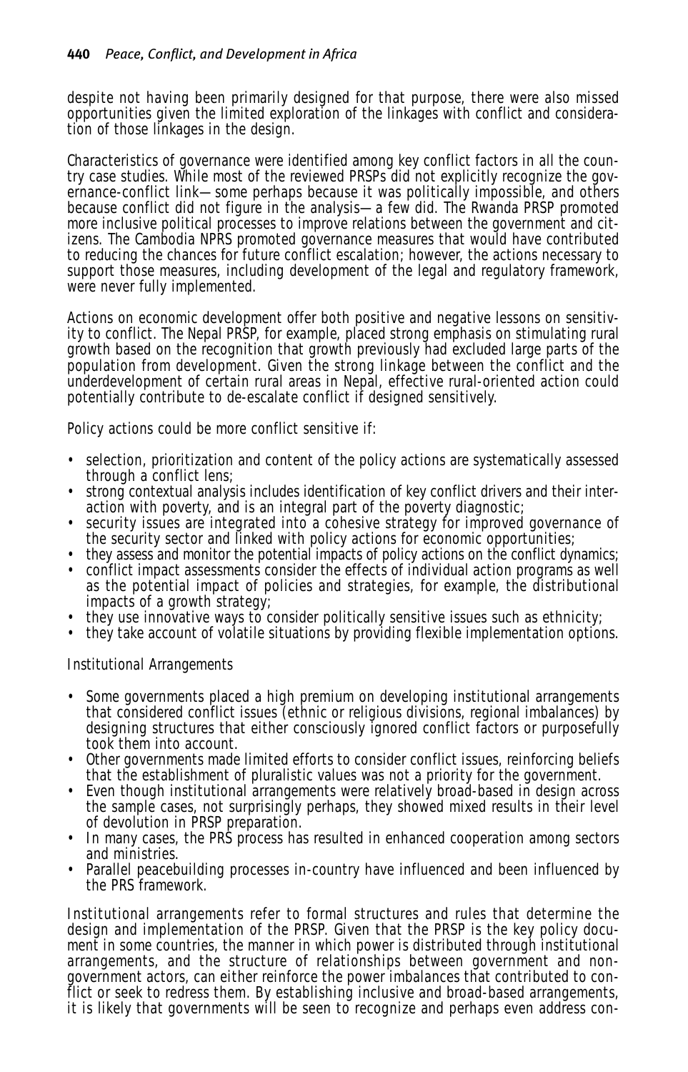despite not having been primarily designed for that purpose, there were also missed opportunities given the limited exploration of the linkages with conflict and consideration of those linkages in the design.

Characteristics of governance were identified among key conflict factors in all the country case studies. While most of the reviewed PRSPs did not explicitly recognize the governance-conflict link—some perhaps because it was politically impossible, and others because conflict did not figure in the analysis—a few did. The Rwanda PRSP promoted more inclusive political processes to improve relations between the government and citizens. The Cambodia NPRS promoted governance measures that would have contributed to reducing the chances for future conflict escalation; however, the actions necessary to support those measures, including development of the legal and regulatory framework, were never fully implemented.

Actions on economic development offer both positive and negative lessons on sensitivity to conflict. The Nepal PRSP, for example, placed strong emphasis on stimulating rural growth based on the recognition that growth previously had excluded large parts of the population from development. Given the strong linkage between the conflict and the underdevelopment of certain rural areas in Nepal, effective rural-oriented action could potentially contribute to de-escalate conflict if designed sensitively.

Policy actions could be more conflict sensitive if:

- selection, prioritization and content of the policy actions are systematically assessed through a conflict lens;
- strong contextual analysis includes identification of key conflict drivers and their interaction with poverty, and is an integral part of the poverty diagnostic;
- security issues are integrated into a cohesive strategy for improved governance of the security sector and linked with policy actions for economic opportunities;
- they assess and monitor the potential impacts of policy actions on the conflict dynamics;
- conflict impact assessments consider the effects of individual action programs as well as the potential impact of policies and strategies, for example, the distributional impacts of a growth strategy;
- they use innovative ways to consider politically sensitive issues such as ethnicity;
- they take account of volatile situations by providing flexible implementation options.

### Institutional Arrangements

- Some governments placed a high premium on developing institutional arrangements that considered conflict issues (ethnic or religious divisions, regional imbalances) by designing structures that either consciously ignored conflict factors or purposefully took them into account.
- Other governments made limited efforts to consider conflict issues, reinforcing beliefs that the establishment of pluralistic values was not a priority for the government.
- Even though institutional arrangements were relatively broad-based in design across the sample cases, not surprisingly perhaps, they showed mixed results in their level of devolution in PRSP preparation.
- In many cases, the PRS process has resulted in enhanced cooperation among sectors and ministries.
- Parallel peacebuilding processes in-country have influenced and been influenced by the PRS framework.

Institutional arrangements refer to formal structures and rules that determine the design and implementation of the PRSP. Given that the PRSP is the key policy document in some countries, the manner in which power is distributed through institutional arrangements, and the structure of relationships between government and non-government actors, can either reinforce the power imbalances that contributed to conflict or seek to redress them. By establishing inclusive and broad-based arrangements, it is likely that governments will be seen to recognize and perhaps even address con-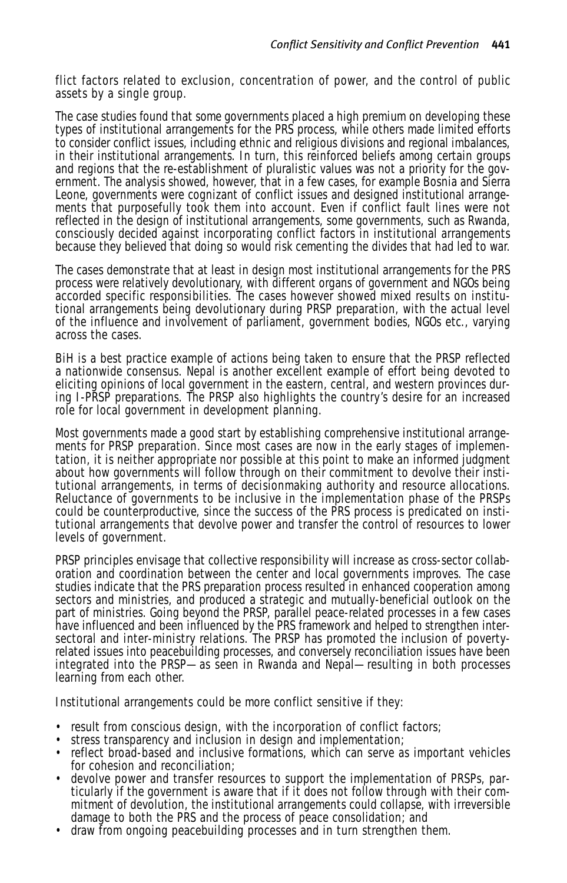flict factors related to exclusion, concentration of power, and the control of public assets by a single group.

The case studies found that some governments placed a high premium on developing these types of institutional arrangements for the PRS process, while others made limited efforts to consider conflict issues, including ethnic and religious divisions and regional imbalances, in their institutional arrangements. In turn, this reinforced beliefs among certain groups and regions that the re-establishment of pluralistic values was not a priority for the government. The analysis showed, however, that in a few cases, for example Bosnia and Sierra Leone, governments were cognizant of conflict issues and designed institutional arrangements that purposefully took them into account. Even if conflict fault lines were not reflected in the design of institutional arrangements, some governments, such as Rwanda, consciously decided against incorporating conflict factors in institutional arrangements because they believed that doing so would risk cementing the divides that had led to war.

The cases demonstrate that at least in design most institutional arrangements for the PRS process were relatively devolutionary, with different organs of government and NGOs being accorded specific responsibilities. The cases however showed mixed results on institutional arrangements being devolutionary during PRSP preparation, with the actual level of the influence and involvement of parliament, government bodies, NGOs etc., varying across the cases.

BiH is a best practice example of actions being taken to ensure that the PRSP reflected a nationwide consensus. Nepal is another excellent example of effort being devoted to eliciting opinions of local government in the eastern, central, and western provinces during I-PRSP preparations. The PRSP also highlights the country's desire for an increased role for local government in development planning.

Most governments made a good start by establishing comprehensive institutional arrangements for PRSP preparation. Since most cases are now in the early stages of implementation, it is neither appropriate nor possible at this point to make an informed judgment about how governments will follow through on their commitment to devolve their institutional arrangements, in terms of decisionmaking authority and resource allocations. Reluctance of governments to be inclusive in the implementation phase of the PRSPs could be counterproductive, since the success of the PRS process is predicated on institutional arrangements that devolve power and transfer the control of resources to lower levels of government.

PRSP principles envisage that collective responsibility will increase as cross-sector collaboration and coordination between the center and local governments improves. The case studies indicate that the PRS preparation process resulted in enhanced cooperation among sectors and ministries, and produced a strategic and mutually-beneficial outlook on the part of ministries. Going beyond the PRSP, parallel peace-related processes in a few cases have influenced and been influenced by the PRS framework and helped to strengthen intersectoral and inter-ministry relations. The PRSP has promoted the inclusion of poverty-related issues into peacebuilding processes, and conversely reconciliation issues have been integrated into the PRSP—as seen in Rwanda and Nepal—resulting in both processes learning from each other.

Institutional arrangements could be more conflict sensitive if they:

- result from conscious design, with the incorporation of conflict factors;
- stress transparency and inclusion in design and implementation;
- reflect broad-based and inclusive formations, which can serve as important vehicles for cohesion and reconciliation;
- devolve power and transfer resources to support the implementation of PRSPs, particularly if the government is aware that if it does not follow through with their commitment of devolution, the institutional arrangements could collapse, with irreversible damage to both the PRS and the process of peace consolidation; and
- draw from ongoing peacebuilding processes and in turn strengthen them.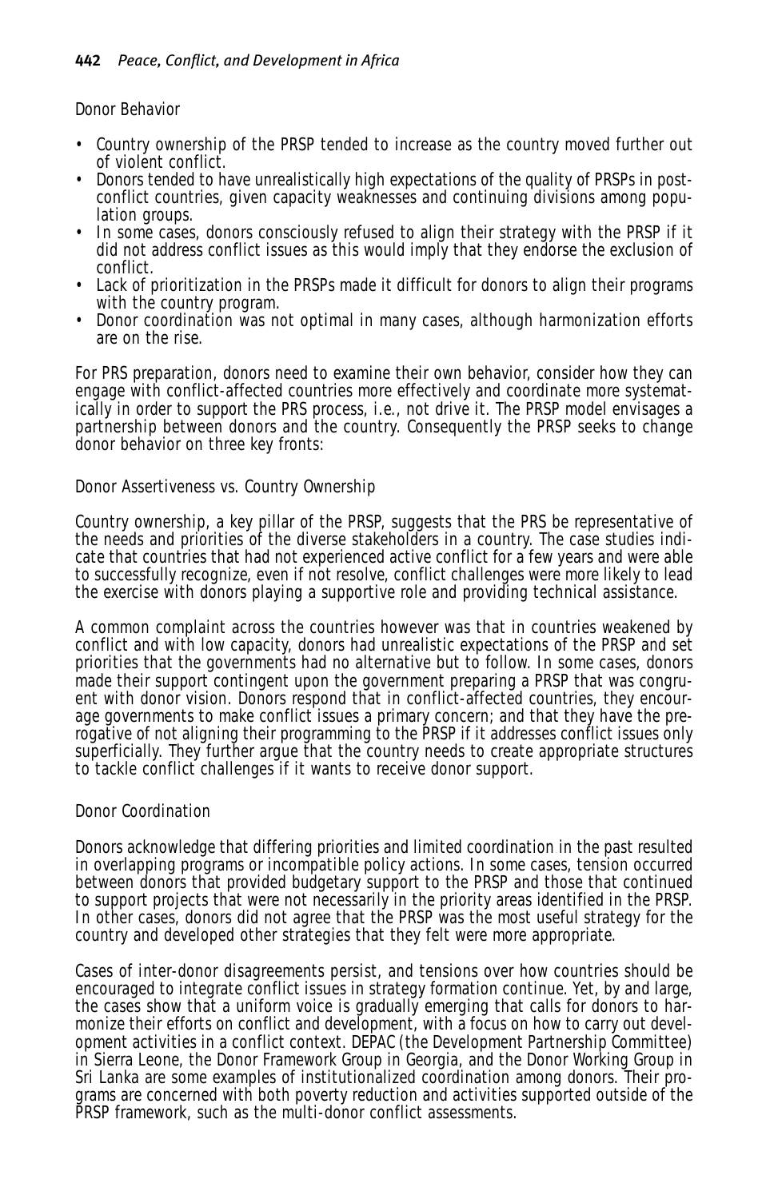### Donor Behavior

- Country ownership of the PRSP tended to increase as the country moved further out of violent conflict.
- Donors tended to have unrealistically high expectations of the quality of PRSPs in post-conflict countries, given capacity weaknesses and continuing divisions among population groups.
- In some cases, donors consciously refused to align their strategy with the PRSP if it did not address conflict issues as this would imply that they endorse the exclusion of conflict.
- Lack of prioritization in the PRSPs made it difficult for donors to align their programs with the country program.
- Donor coordination was not optimal in many cases, although harmonization efforts are on the rise.

For PRS preparation, donors need to examine their own behavior, consider how they can engage with conflict-affected countries more effectively and coordinate more systematically in order to support the PRS process, i.e., not drive it. The PRSP model envisages a partnership between donors and the country. Consequently the PRSP seeks to change donor behavior on three key fronts:

#### Donor Assertiveness vs. Country Ownership

Country ownership, a key pillar of the PRSP, suggests that the PRS be representative of the needs and priorities of the diverse stakeholders in a country. The case studies indicate that countries that had not experienced active conflict for a few years and were able to successfully recognize, even if not resolve, conflict challenges were more likely to lead the exercise with donors playing a supportive role and providing technical assistance.

A common complaint across the countries however was that in countries weakened by conflict and with low capacity, donors had unrealistic expectations of the PRSP and set priorities that the governments had no alternative but to follow. In some cases, donors made their support contingent upon the government preparing a PRSP that was congruent with donor vision. Donors respond that in conflict-affected countries, they encourage governments to make conflict issues a primary concern; and that they have the prerogative of not aligning their programming to the PRSP if it addresses conflict issues only superficially. They further argue that the country needs to create appropriate structures to tackle conflict challenges if it wants to receive donor support.

#### Donor Coordination

Donors acknowledge that differing priorities and limited coordination in the past resulted in overlapping programs or incompatible policy actions. In some cases, tension occurred between donors that provided budgetary support to the PRSP and those that continued to support projects that were not necessarily in the priority areas identified in the PRSP. In other cases, donors did not agree that the PRSP was the most useful strategy for the country and developed other strategies that they felt were more appropriate.

Cases of inter-donor disagreements persist, and tensions over how countries should be encouraged to integrate conflict issues in strategy formation continue. Yet, by and large, the cases show that a uniform voice is gradually emerging that calls for donors to harmonize their efforts on conflict and development, with a focus on how to carry out development activities in a conflict context. DEPAC (the Development Partnership Committee) in Sierra Leone, the Donor Framework Group in Georgia, and the Donor Working Group in Sri Lanka are some examples of institutionalized coordination among donors. Their programs are concerned with both poverty reduction and activities supported outside of the PRSP framework, such as the multi-donor conflict assessments.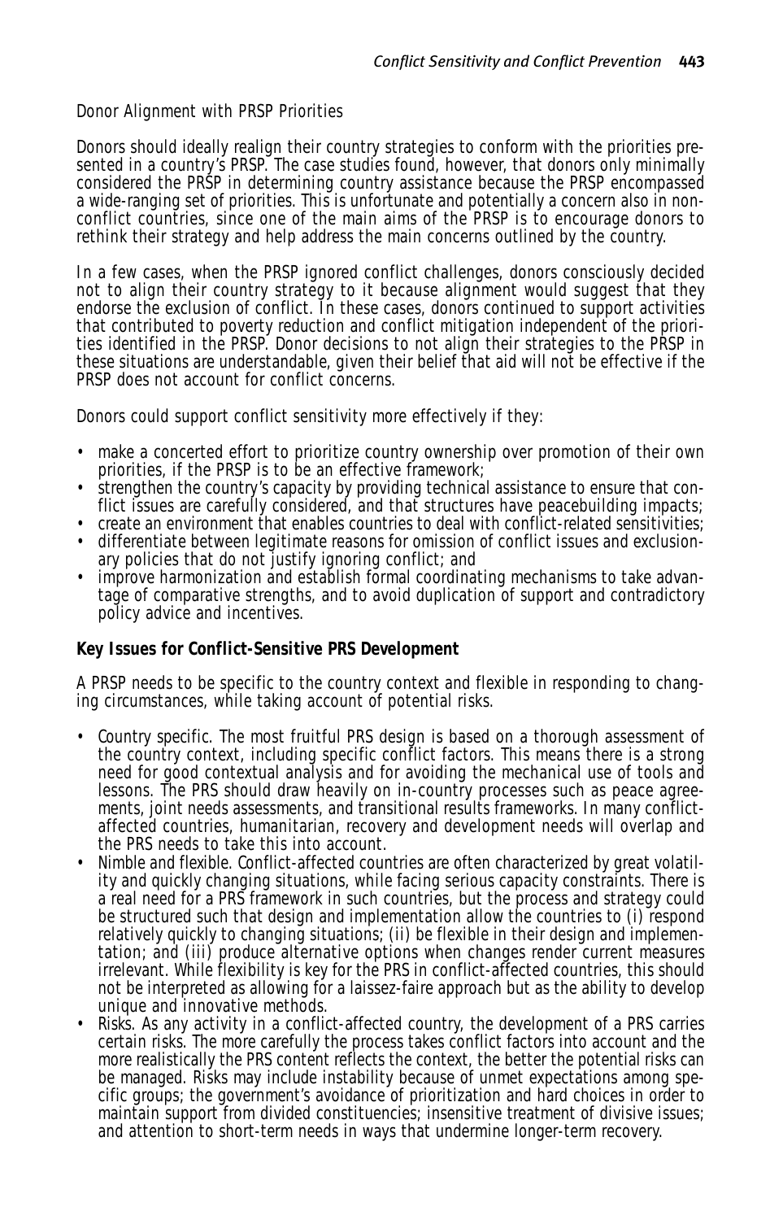Donor Alignment with PRSP Priorities

Donors should ideally realign their country strategies to conform with the priorities presented in a country's PRSP. The case studies found, however, that donors only minimally considered the PRSP in determining country assistance because the PRSP encompassed a wide-ranging set of priorities. This is unfortunate and potentially a concern also in non-conflict countries, since one of the main aims of the PRSP is to encourage donors to rethink their strategy and help address the main concerns outlined by the country.

In a few cases, when the PRSP ignored conflict challenges, donors consciously decided not to align their country strategy to it because alignment would suggest that they endorse the exclusion of conflict. In these cases, donors continued to support activities that contributed to poverty reduction and conflict mitigation independent of the priorities identified in the PRSP. Donor decisions to not align their strategies to the PRSP in these situations are understandable, given their belief that aid will not be effective if the PRSP does not account for conflict concerns.

Donors could support conflict sensitivity more effectively if they:

- make a concerted effort to prioritize country ownership over promotion of their own priorities, if the PRSP is to be an effective framework;
- strengthen the country's capacity by providing technical assistance to ensure that conflict issues are carefully considered, and that structures have peacebuilding impacts;
- create an environment that enables countries to deal with conflict-related sensitivities;
- differentiate between legitimate reasons for omission of conflict issues and exclusionary policies that do not justify ignoring conflict; and
- improve harmonization and establish formal coordinating mechanisms to take advantage of comparative strengths, and to avoid duplication of support and contradictory policy advice and incentives.

**Key Issues for Conflict-Sensitive PRS Development**

A PRSP needs to be specific to the country context and flexible in responding to changing circumstances, while taking account of potential risks.

- Country specific. The most fruitful PRS design is based on a thorough assessment of the country context, including specific conflict factors. This means there is a strong need for good contextual analysis and for avoiding the mechanical use of tools and lessons. The PRS should draw heavily on in-country processes such as peace agreements, joint needs assessments, and transitional results frameworks. In many conflict-affected countries, humanitarian, recovery and development needs will overlap and the PRS needs to take this into account.
- Nimble and flexible. Conflict-affected countries are often characterized by great volatility and quickly changing situations, while facing serious capacity constraints. There is a real need for a PRS framework in such countries, but the process and strategy could be structured such that design and implementation allow the countries to (i) respond relatively quickly to changing situations; (ii) be flexible in their design and implementation; and (iii) produce alternative options when changes render current measures irrelevant. While flexibility is key for the PRS in conflict-affected countries, this should not be interpreted as allowing for a laissez-faire approach but as the ability to develop unique and innovative methods.
- Risks. As any activity in a conflict-affected country, the development of a PRS carries certain risks. The more carefully the process takes conflict factors into account and the more realistically the PRS content reflects the context, the better the potential risks can be managed. Risks may include instability because of unmet expectations among specific groups; the government's avoidance of prioritization and hard choices in order to maintain support from divided constituencies; insensitive treatment of divisive issues; and attention to short-term needs in ways that undermine longer-term recovery.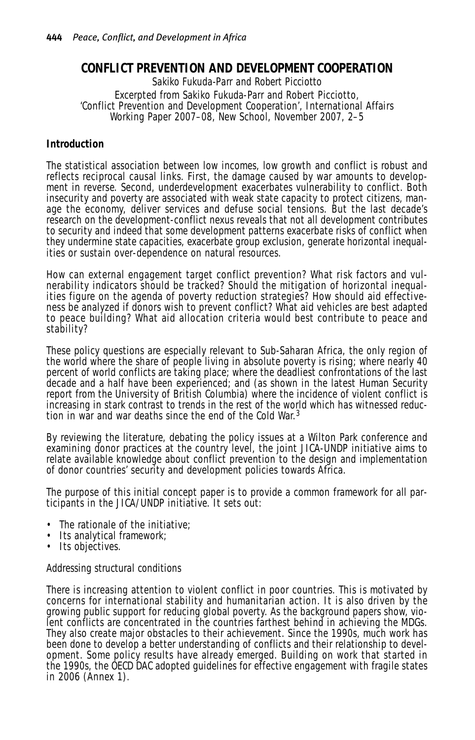## CONFLICT PREVENTION AND DEVELOPMENT COOPERATION

Sakiko Fukuda-Parr and Robert Picciotto

Excerpted from Sakiko Fukuda-Parr and Robert Picciotto, 'Conflict Prevention and Development Cooperation', International Affairs Working Paper 2007–08, New School, November 2007, 2–5

### Introduction

The statistical association between low incomes, low growth and conflict is robust and reflects reciprocal causal links. First, the damage caused by war amounts to development in reverse. Second, underdevelopment exacerbates vulnerability to conflict. Both insecurity and poverty are associated with weak state capacity to protect citizens, manage the economy, deliver services and defuse social tensions. But the last decade's research on the development-conflict nexus reveals that not all development contributes to security and indeed that some development patterns exacerbate risks of conflict when they undermine state capacities, exacerbate group exclusion, generate horizontal inequalities or sustain over-dependence on natural resources.

How can external engagement target conflict prevention? What risk factors and vulnerability indicators should be tracked? Should the mitigation of horizontal inequalities figure on the agenda of poverty reduction strategies? How should aid effectiveness be analyzed if donors wish to prevent conflict? What aid vehicles are best adapted to peace building? What aid allocation criteria would best contribute to peace and stability?

These policy questions are especially relevant to Sub-Saharan Africa, the only region of the world where the share of people living in absolute poverty is rising; where nearly 40 percent of world conflicts are taking place; where the deadliest confrontations of the last decade and a half have been experienced; and (as shown in the latest Human Security report from the University of British Columbia) where the incidence of violent conflict is increasing in stark contrast to trends in the rest of the world which has witnessed reduction in war and war deaths since the end of the Cold War.[3]

By reviewing the literature, debating the policy issues at a Wilton Park conference and examining donor practices at the country level, the joint JICA-UNDP initiative aims to relate available knowledge about conflict prevention to the design and implementation of donor countries' security and development policies towards Africa.

The purpose of this initial concept paper is to provide a common framework for all participants in the JICA/UNDP initiative. It sets out:

- The rationale of the initiative;
- Its analytical framework;
- Its objectives.

*Addressing structural conditions*

There is increasing attention to violent conflict in poor countries. This is motivated by concerns for international stability and humanitarian action. It is also driven by the growing public support for reducing global poverty. As the background papers show, violent conflicts are concentrated in the countries farthest behind in achieving the MDGs. They also create major obstacles to their achievement. Since the 1990s, much work has been done to develop a better understanding of conflicts and their relationship to development. Some policy results have already emerged. Building on work that started in the 1990s, the OECD DAC adopted guidelines for effective engagement with fragile states in 2006 (Annex 1).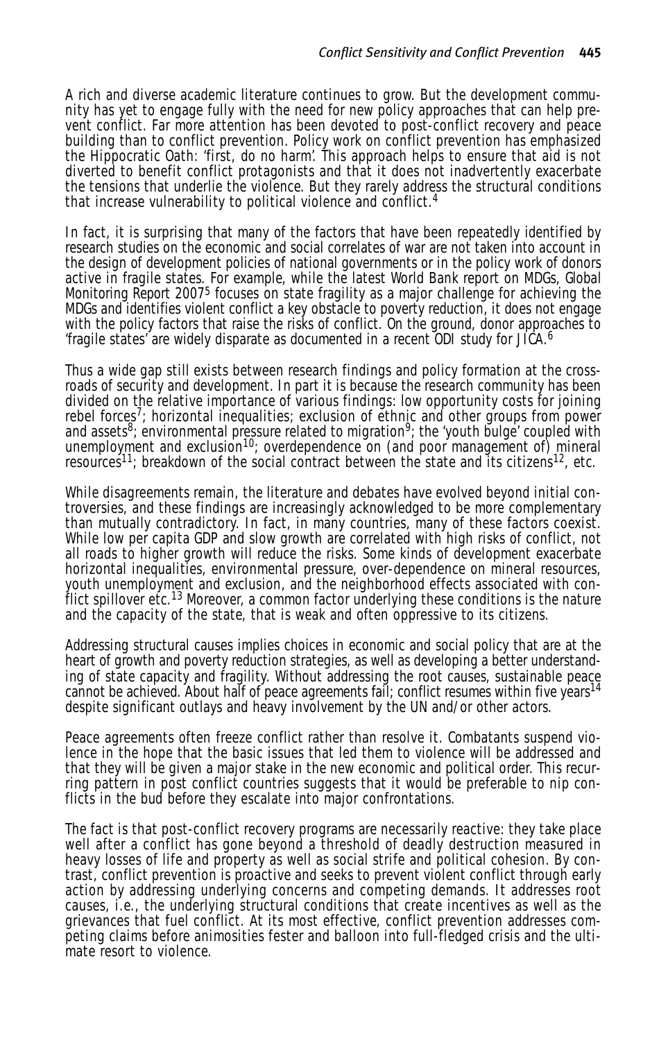A rich and diverse academic literature continues to grow. But the development community has yet to engage fully with the need for new policy approaches that can help prevent conflict. Far more attention has been devoted to post-conflict recovery and peace building than to conflict prevention. Policy work on conflict prevention has emphasized the Hippocratic Oath: 'first, do no harm'. This approach helps to ensure that aid is not diverted to benefit conflict protagonists and that it does not inadvertently exacerbate the tensions that underlie the violence. But they rarely address the structural conditions that increase vulnerability to political violence and conflict.[4]

In fact, it is surprising that many of the factors that have been repeatedly identified by research studies on the economic and social correlates of war are not taken into account in the design of development policies of national governments or in the policy work of donors active in fragile states. For example, while the latest World Bank report on MDGs, Global Monitoring Report 2007[5] focuses on state fragility as a major challenge for achieving the MDGs and identifies violent conflict a key obstacle to poverty reduction, it does not engage with the policy factors that raise the risks of conflict. On the ground, donor approaches to 'fragile states' are widely disparate as documented in a recent ODI study for JICA.[6]

Thus a wide gap still exists between research findings and policy formation at the crossroads of security and development. In part it is because the research community has been divided on the relative importance of various findings: low opportunity costs for joining rebel forces[7]; horizontal inequalities; exclusion of ethnic and other groups from power and assets[8]; environmental pressure related to migration[9]; the 'youth bulge' coupled with unemployment and exclusion[10]; overdependence on (and poor management of) mineral resources[11]; breakdown of the social contract between the state and its citizens[12], etc.

While disagreements remain, the literature and debates have evolved beyond initial controversies, and these findings are increasingly acknowledged to be more complementary than mutually contradictory. In fact, in many countries, many of these factors coexist. While low per capita GDP and slow growth are correlated with high risks of conflict, not all roads to higher growth will reduce the risks. Some kinds of development exacerbate horizontal inequalities, environmental pressure, over-dependence on mineral resources, youth unemployment and exclusion, and the neighborhood effects associated with conflict spillover etc.[13] Moreover, a common factor underlying these conditions is the nature and the capacity of the state, that is weak and often oppressive to its citizens.

Addressing structural causes implies choices in economic and social policy that are at the heart of growth and poverty reduction strategies, as well as developing a better understanding of state capacity and fragility. Without addressing the root causes, sustainable peace cannot be achieved. About half of peace agreements fail; conflict resumes within five years[14] despite significant outlays and heavy involvement by the UN and/or other actors.

Peace agreements often freeze conflict rather than resolve it. Combatants suspend violence in the hope that the basic issues that led them to violence will be addressed and that they will be given a major stake in the new economic and political order. This recurring pattern in post conflict countries suggests that it would be preferable to nip conflicts in the bud before they escalate into major confrontations.

The fact is that post-conflict recovery programs are necessarily reactive: they take place well after a conflict has gone beyond a threshold of deadly destruction measured in heavy losses of life and property as well as social strife and political cohesion. By contrast, conflict prevention is proactive and seeks to prevent violent conflict through early action by addressing underlying concerns and competing demands. It addresses root causes, i.e., the underlying structural conditions that create incentives as well as the grievances that fuel conflict. At its most effective, conflict prevention addresses competing claims before animosities fester and balloon into full-fledged crisis and the ultimate resort to violence.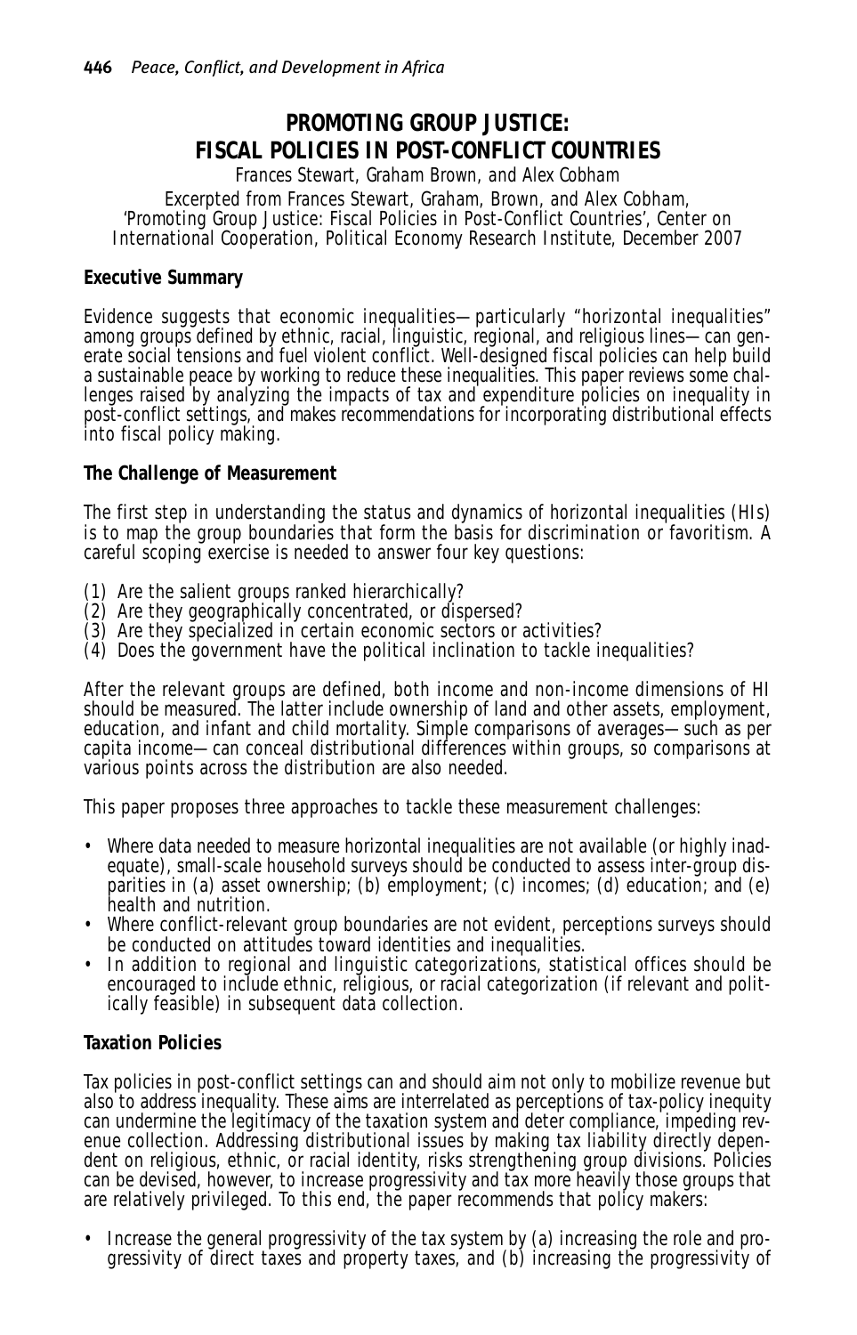# PROMOTING GROUP JUSTICE: FISCAL POLICIES IN POST-CONFLICT COUNTRIES

*Frances Stewart, Graham Brown, and Alex Cobham*

Excerpted from Frances Stewart, Graham, Brown, and Alex Cobham, 'Promoting Group Justice: Fiscal Policies in Post-Conflict Countries', Center on International Cooperation, Political Economy Research Institute, December 2007

## Executive Summary

Evidence suggests that economic inequalities—particularly "horizontal inequalities" among groups defined by ethnic, racial, linguistic, regional, and religious lines—can generate social tensions and fuel violent conflict. Well-designed fiscal policies can help build a sustainable peace by working to reduce these inequalities. This paper reviews some challenges raised by analyzing the impacts of tax and expenditure policies on inequality in post-conflict settings, and makes recommendations for incorporating distributional effects into fiscal policy making.

## The Challenge of Measurement

The first step in understanding the status and dynamics of horizontal inequalities (HIs) is to map the group boundaries that form the basis for discrimination or favoritism. A careful scoping exercise is needed to answer four key questions:

(1) Are the salient groups ranked hierarchically?
(2) Are they geographically concentrated, or dispersed?
(3) Are they specialized in certain economic sectors or activities?
(4) Does the government have the political inclination to tackle inequalities?

After the relevant groups are defined, both income and non-income dimensions of HI should be measured. The latter include ownership of land and other assets, employment, education, and infant and child mortality. Simple comparisons of averages—such as per capita income—can conceal distributional differences within groups, so comparisons at various points across the distribution are also needed.

This paper proposes three approaches to tackle these measurement challenges:

- Where data needed to measure horizontal inequalities are not available (or highly inadequate), small-scale household surveys should be conducted to assess inter-group disparities in (a) asset ownership; (b) employment; (c) incomes; (d) education; and (e) health and nutrition.
- Where conflict-relevant group boundaries are not evident, perceptions surveys should be conducted on attitudes toward identities and inequalities.
- In addition to regional and linguistic categorizations, statistical offices should be encouraged to include ethnic, religious, or racial categorization (if relevant and politically feasible) in subsequent data collection.

## Taxation Policies

Tax policies in post-conflict settings can and should aim not only to mobilize revenue but also to address inequality. These aims are interrelated as perceptions of tax-policy inequity can undermine the legitimacy of the taxation system and deter compliance, impeding revenue collection. Addressing distributional issues by making tax liability directly dependent on religious, ethnic, or racial identity, risks strengthening group divisions. Policies can be devised, however, to increase progressivity and tax more heavily those groups that are relatively privileged. To this end, the paper recommends that policy makers:

- Increase the general progressivity of the tax system by (a) increasing the role and progressivity of direct taxes and property taxes, and (b) increasing the progressivity of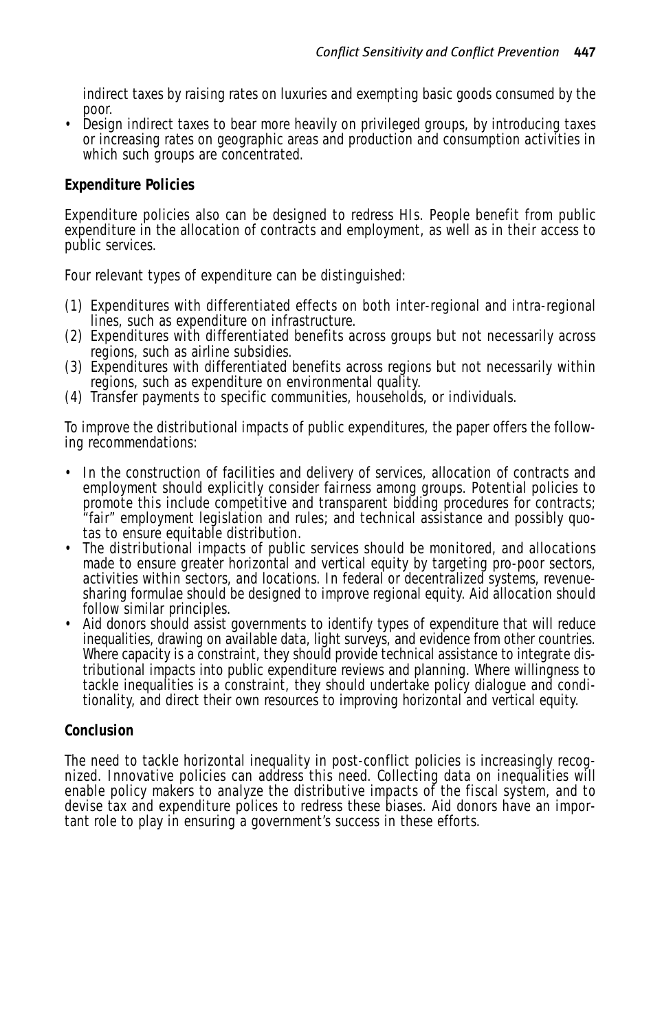indirect taxes by raising rates on luxuries and exempting basic goods consumed by the poor.

- Design indirect taxes to bear more heavily on privileged groups, by introducing taxes or increasing rates on geographic areas and production and consumption activities in which such groups are concentrated.

**Expenditure Policies**

Expenditure policies also can be designed to redress HIs. People benefit from public expenditure in the allocation of contracts and employment, as well as in their access to public services.

Four relevant types of expenditure can be distinguished:

(1) Expenditures with differentiated effects on both inter-regional and intra-regional lines, such as expenditure on infrastructure.
(2) Expenditures with differentiated benefits across groups but not necessarily across regions, such as airline subsidies.
(3) Expenditures with differentiated benefits across regions but not necessarily within regions, such as expenditure on environmental quality.
(4) Transfer payments to specific communities, households, or individuals.

To improve the distributional impacts of public expenditures, the paper offers the following recommendations:

- In the construction of facilities and delivery of services, allocation of contracts and employment should explicitly consider fairness among groups. Potential policies to promote this include competitive and transparent bidding procedures for contracts; "fair" employment legislation and rules; and technical assistance and possibly quotas to ensure equitable distribution.
- The distributional impacts of public services should be monitored, and allocations made to ensure greater horizontal and vertical equity by targeting pro-poor sectors, activities within sectors, and locations. In federal or decentralized systems, revenue-sharing formulae should be designed to improve regional equity. Aid allocation should follow similar principles.
- Aid donors should assist governments to identify types of expenditure that will reduce inequalities, drawing on available data, light surveys, and evidence from other countries. Where capacity is a constraint, they should provide technical assistance to integrate distributional impacts into public expenditure reviews and planning. Where willingness to tackle inequalities is a constraint, they should undertake policy dialogue and conditionality, and direct their own resources to improving horizontal and vertical equity.

**Conclusion**

The need to tackle horizontal inequality in post-conflict policies is increasingly recognized. Innovative policies can address this need. Collecting data on inequalities will enable policy makers to analyze the distributive impacts of the fiscal system, and to devise tax and expenditure polices to redress these biases. Aid donors have an important role to play in ensuring a government's success in these efforts.